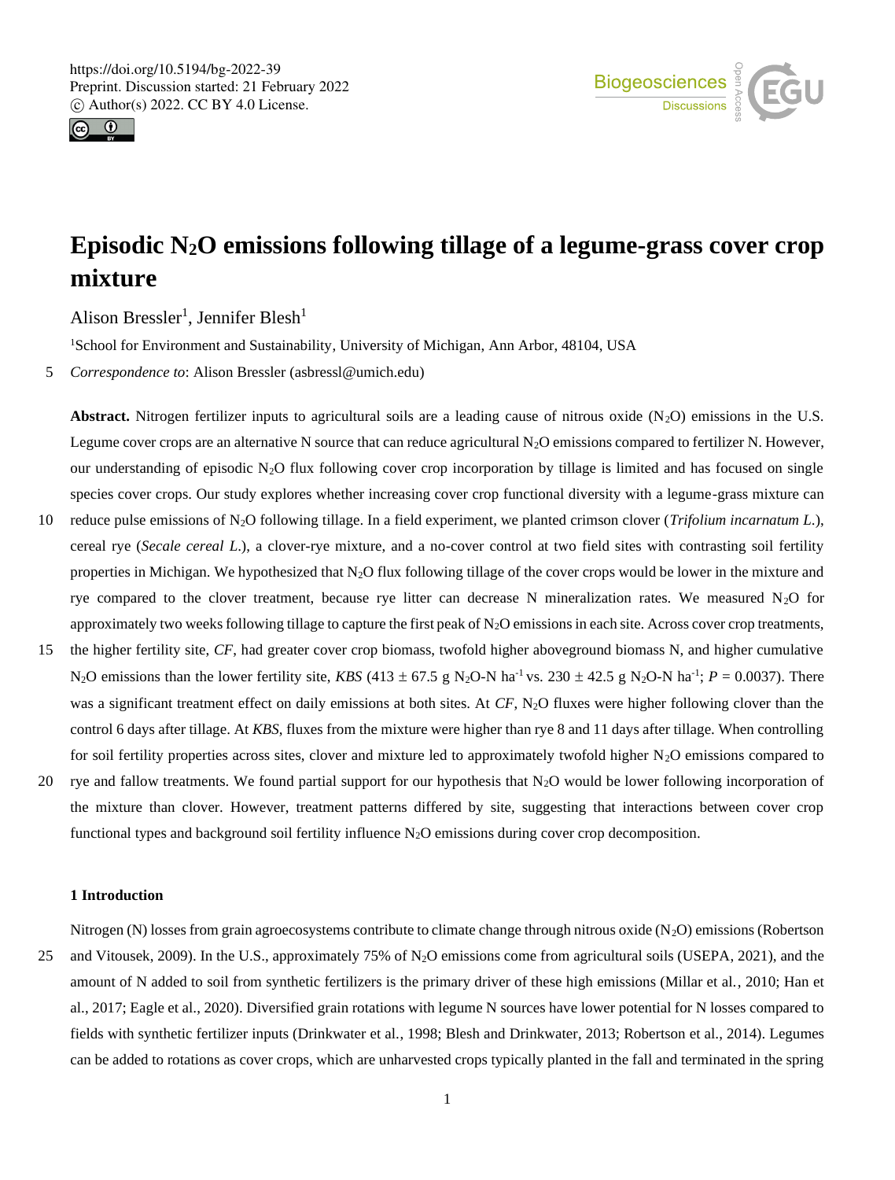# Episodic $N_2O$ emissions following tillage of a legume-grass cover crop mixture

Alison Bressler[1], Jennifer Blesh[1]

[1]School for Environment and Sustainability, University of Michigan, Ann Arbor, 48104, USA

*Correspondence to*: Alison Bressler (asbressl@umich.edu)

**Abstract.** Nitrogen fertilizer inputs to agricultural soils are a leading cause of nitrous oxide ($N_2O$) emissions in the U.S. Legume cover crops are an alternative N source that can reduce agricultural $N_2O$ emissions compared to fertilizer N. However, our understanding of episodic $N_2O$ flux following cover crop incorporation by tillage is limited and has focused on single species cover crops. Our study explores whether increasing cover crop functional diversity with a legume-grass mixture can reduce pulse emissions of $N_2O$ following tillage. In a field experiment, we planted crimson clover (*Trifolium incarnatum L.*), cereal rye (*Secale cereal L.*), a clover-rye mixture, and a no-cover control at two field sites with contrasting soil fertility properties in Michigan. We hypothesized that $N_2O$ flux following tillage of the cover crops would be lower in the mixture and rye compared to the clover treatment, because rye litter can decrease N mineralization rates. We measured $N_2O$ for approximately two weeks following tillage to capture the first peak of $N_2O$ emissions in each site. Across cover crop treatments, the higher fertility site, *CF*, had greater cover crop biomass, twofold higher aboveground biomass N, and higher cumulative $N_2O$ emissions than the lower fertility site, *KBS* ($413 \pm 67.5$ g $N_2O$-N ha$^{-1}$ vs. $230 \pm 42.5$ g $N_2O$-N ha$^{-1}$; $P = 0.0037$). There was a significant treatment effect on daily emissions at both sites. At *CF*, $N_2O$ fluxes were higher following clover than the control 6 days after tillage. At *KBS*, fluxes from the mixture were higher than rye 8 and 11 days after tillage. When controlling for soil fertility properties across sites, clover and mixture led to approximately twofold higher $N_2O$ emissions compared to rye and fallow treatments. We found partial support for our hypothesis that $N_2O$ would be lower following incorporation of the mixture than clover. However, treatment patterns differed by site, suggesting that interactions between cover crop functional types and background soil fertility influence $N_2O$ emissions during cover crop decomposition.

## 1 Introduction

Nitrogen (N) losses from grain agroecosystems contribute to climate change through nitrous oxide ($N_2O$) emissions (Robertson and Vitousek, 2009). In the U.S., approximately 75% of $N_2O$ emissions come from agricultural soils (USEPA, 2021), and the amount of N added to soil from synthetic fertilizers is the primary driver of these high emissions (Millar et al., 2010; Han et al., 2017; Eagle et al., 2020). Diversified grain rotations with legume N sources have lower potential for N losses compared to fields with synthetic fertilizer inputs (Drinkwater et al., 1998; Blesh and Drinkwater, 2013; Robertson et al., 2014). Legumes can be added to rotations as cover crops, which are unharvested crops typically planted in the fall and terminated in the spring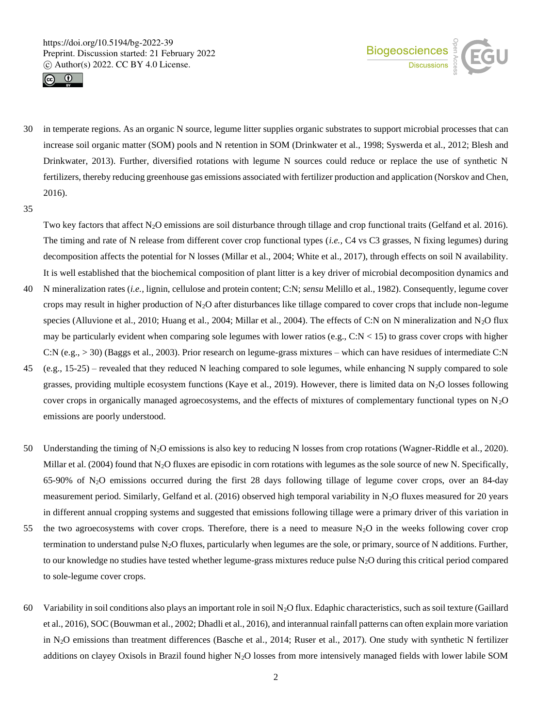in temperate regions. As an organic N source, legume litter supplies organic substrates to support microbial processes that can increase soil organic matter (SOM) pools and N retention in SOM (Drinkwater et al., 1998; Syswerda et al., 2012; Blesh and Drinkwater, 2013). Further, diversified rotations with legume N sources could reduce or replace the use of synthetic N fertilizers, thereby reducing greenhouse gas emissions associated with fertilizer production and application (Norskov and Chen, 2016).

Two key factors that affect $N_2O$ emissions are soil disturbance through tillage and crop functional traits (Gelfand et al. 2016). The timing and rate of N release from different cover crop functional types (*i.e.,* C4 vs C3 grasses, N fixing legumes) during decomposition affects the potential for N losses (Millar et al., 2004; White et al., 2017), through effects on soil N availability. It is well established that the biochemical composition of plant litter is a key driver of microbial decomposition dynamics and N mineralization rates (*i.e.,* lignin, cellulose and protein content; C:N; *sensu* Melillo et al., 1982). Consequently, legume cover crops may result in higher production of $N_2O$ after disturbances like tillage compared to cover crops that include non-legume species (Alluvione et al., 2010; Huang et al., 2004; Millar et al., 2004). The effects of C:N on N mineralization and $N_2O$ flux may be particularly evident when comparing sole legumes with lower ratios (e.g., C:N < 15) to grass cover crops with higher C:N (e.g., > 30) (Baggs et al., 2003). Prior research on legume-grass mixtures – which can have residues of intermediate C:N (e.g., 15-25) – revealed that they reduced N leaching compared to sole legumes, while enhancing N supply compared to sole grasses, providing multiple ecosystem functions (Kaye et al., 2019). However, there is limited data on $N_2O$ losses following cover crops in organically managed agroecosystems, and the effects of mixtures of complementary functional types on $N_2O$ emissions are poorly understood.

Understanding the timing of $N_2O$ emissions is also key to reducing N losses from crop rotations (Wagner-Riddle et al., 2020). Millar et al. (2004) found that $N_2O$ fluxes are episodic in corn rotations with legumes as the sole source of new N. Specifically, 65-90% of $N_2O$ emissions occurred during the first 28 days following tillage of legume cover crops, over an 84-day measurement period. Similarly, Gelfand et al. (2016) observed high temporal variability in $N_2O$ fluxes measured for 20 years in different annual cropping systems and suggested that emissions following tillage were a primary driver of this variation in the two agroecosystems with cover crops. Therefore, there is a need to measure $N_2O$ in the weeks following cover crop termination to understand pulse $N_2O$ fluxes, particularly when legumes are the sole, or primary, source of N additions. Further, to our knowledge no studies have tested whether legume-grass mixtures reduce pulse $N_2O$ during this critical period compared to sole-legume cover crops.

Variability in soil conditions also plays an important role in soil $N_2O$ flux. Edaphic characteristics, such as soil texture (Gaillard et al., 2016), SOC (Bouwman et al., 2002; Dhadli et al., 2016), and interannual rainfall patterns can often explain more variation in $N_2O$ emissions than treatment differences (Basche et al., 2014; Ruser et al., 2017). One study with synthetic N fertilizer additions on clayey Oxisols in Brazil found higher $N_2O$ losses from more intensively managed fields with lower labile SOM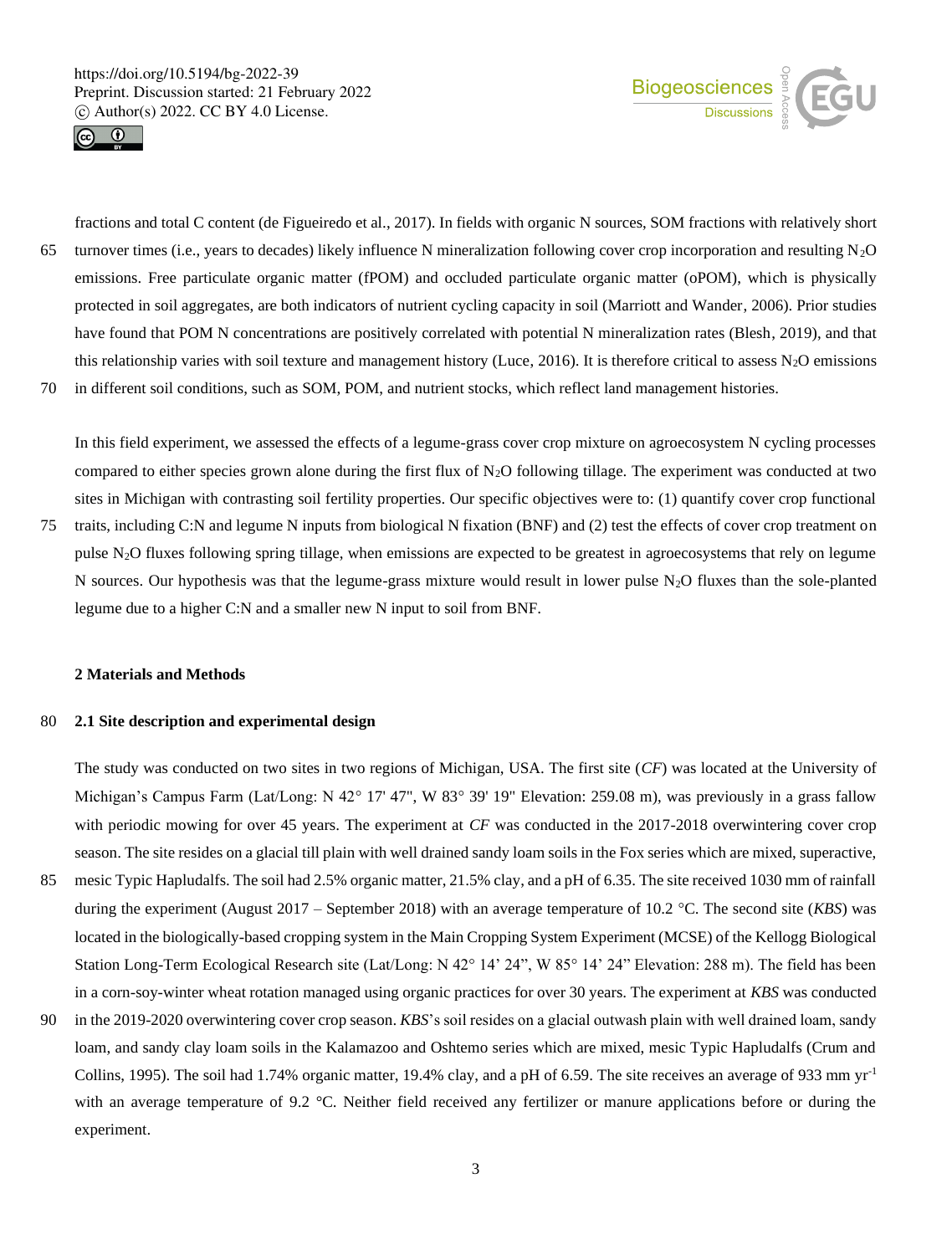fractions and total C content (de Figueiredo et al., 2017). In fields with organic N sources, SOM fractions with relatively short turnover times (i.e., years to decades) likely influence N mineralization following cover crop incorporation and resulting $N_2O$ emissions. Free particulate organic matter (fPOM) and occluded particulate organic matter (oPOM), which is physically protected in soil aggregates, are both indicators of nutrient cycling capacity in soil (Marriott and Wander, 2006). Prior studies have found that POM N concentrations are positively correlated with potential N mineralization rates (Blesh, 2019), and that this relationship varies with soil texture and management history (Luce, 2016). It is therefore critical to assess $N_2O$ emissions in different soil conditions, such as SOM, POM, and nutrient stocks, which reflect land management histories.

In this field experiment, we assessed the effects of a legume-grass cover crop mixture on agroecosystem N cycling processes compared to either species grown alone during the first flux of $N_2O$ following tillage. The experiment was conducted at two sites in Michigan with contrasting soil fertility properties. Our specific objectives were to: (1) quantify cover crop functional traits, including C:N and legume N inputs from biological N fixation (BNF) and (2) test the effects of cover crop treatment on pulse $N_2O$ fluxes following spring tillage, when emissions are expected to be greatest in agroecosystems that rely on legume N sources. Our hypothesis was that the legume-grass mixture would result in lower pulse $N_2O$ fluxes than the sole-planted legume due to a higher C:N and a smaller new N input to soil from BNF.

## 2 Materials and Methods

### 2.1 Site description and experimental design

The study was conducted on two sites in two regions of Michigan, USA. The first site (*CF*) was located at the University of Michigan's Campus Farm (Lat/Long: N 42° 17' 47", W 83° 39' 19" Elevation: 259.08 m), was previously in a grass fallow with periodic mowing for over 45 years. The experiment at *CF* was conducted in the 2017-2018 overwintering cover crop season. The site resides on a glacial till plain with well drained sandy loam soils in the Fox series which are mixed, superactive, mesic Typic Hapludalfs. The soil had 2.5% organic matter, 21.5% clay, and a pH of 6.35. The site received 1030 mm of rainfall during the experiment (August 2017 – September 2018) with an average temperature of 10.2 °C. The second site (*KBS*) was located in the biologically-based cropping system in the Main Cropping System Experiment (MCSE) of the Kellogg Biological Station Long-Term Ecological Research site (Lat/Long: N 42° 14' 24", W 85° 14' 24" Elevation: 288 m). The field has been in a corn-soy-winter wheat rotation managed using organic practices for over 30 years. The experiment at *KBS* was conducted in the 2019-2020 overwintering cover crop season. *KBS*'s soil resides on a glacial outwash plain with well drained loam, sandy loam, and sandy clay loam soils in the Kalamazoo and Oshtemo series which are mixed, mesic Typic Hapludalfs (Crum and Collins, 1995). The soil had 1.74% organic matter, 19.4% clay, and a pH of 6.59. The site receives an average of 933 mm $yr^{-1}$ with an average temperature of 9.2 °C. Neither field received any fertilizer or manure applications before or during the experiment.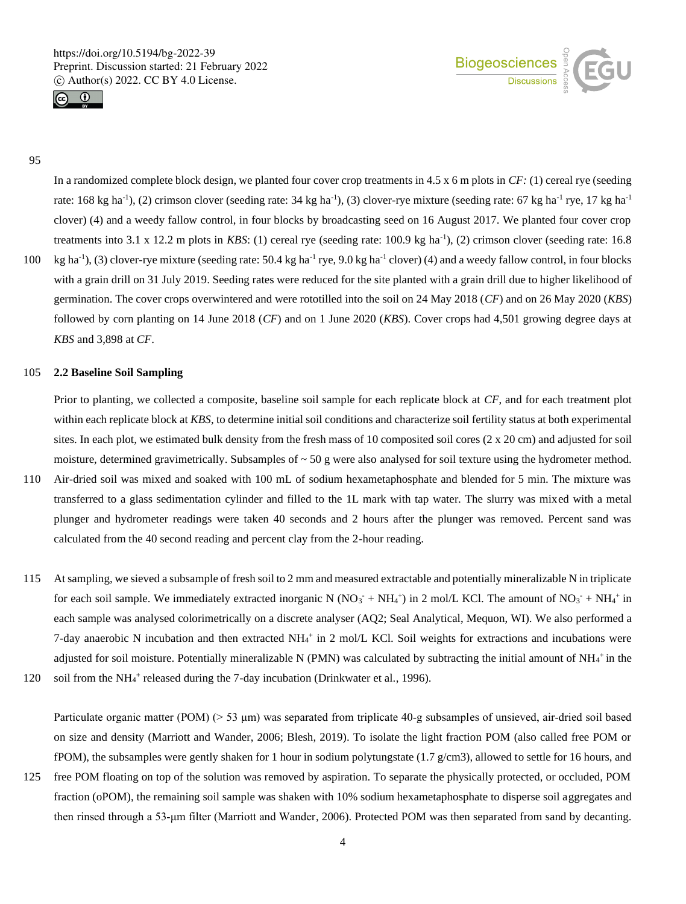In a randomized complete block design, we planted four cover crop treatments in 4.5 x 6 m plots in *CF:* (1) cereal rye (seeding rate: 168 kg ha$^{-1}$), (2) crimson clover (seeding rate: 34 kg ha$^{-1}$), (3) clover-rye mixture (seeding rate: 67 kg ha$^{-1}$ rye, 17 kg ha$^{-1}$ clover) (4) and a weedy fallow control, in four blocks by broadcasting seed on 16 August 2017. We planted four cover crop treatments into 3.1 x 12.2 m plots in *KBS*: (1) cereal rye (seeding rate: 100.9 kg ha$^{-1}$), (2) crimson clover (seeding rate: 16.8 kg ha$^{-1}$), (3) clover-rye mixture (seeding rate: 50.4 kg ha$^{-1}$ rye, 9.0 kg ha$^{-1}$ clover) (4) and a weedy fallow control, in four blocks with a grain drill on 31 July 2019. Seeding rates were reduced for the site planted with a grain drill due to higher likelihood of germination. The cover crops overwintered and were rototilled into the soil on 24 May 2018 (*CF*) and on 26 May 2020 (*KBS*) followed by corn planting on 14 June 2018 (*CF*) and on 1 June 2020 (*KBS*). Cover crops had 4,501 growing degree days at *KBS* and 3,898 at *CF*.

## 2.2 Baseline Soil Sampling

Prior to planting, we collected a composite, baseline soil sample for each replicate block at *CF*, and for each treatment plot within each replicate block at *KBS*, to determine initial soil conditions and characterize soil fertility status at both experimental sites. In each plot, we estimated bulk density from the fresh mass of 10 composited soil cores (2 x 20 cm) and adjusted for soil moisture, determined gravimetrically. Subsamples of ~ 50 g were also analysed for soil texture using the hydrometer method. Air-dried soil was mixed and soaked with 100 mL of sodium hexametaphosphate and blended for 5 min. The mixture was transferred to a glass sedimentation cylinder and filled to the 1L mark with tap water. The slurry was mixed with a metal plunger and hydrometer readings were taken 40 seconds and 2 hours after the plunger was removed. Percent sand was calculated from the 40 second reading and percent clay from the 2-hour reading.

At sampling, we sieved a subsample of fresh soil to 2 mm and measured extractable and potentially mineralizable N in triplicate for each soil sample. We immediately extracted inorganic N ($NO_3^-$ + $NH_4^+$) in 2 mol/L KCl. The amount of $NO_3^-$ + $NH_4^+$ in each sample was analysed colorimetrically on a discrete analyser (AQ2; Seal Analytical, Mequon, WI). We also performed a 7-day anaerobic N incubation and then extracted $NH_4^+$ in 2 mol/L KCl. Soil weights for extractions and incubations were adjusted for soil moisture. Potentially mineralizable N (PMN) was calculated by subtracting the initial amount of $NH_4^+$ in the soil from the $NH_4^+$ released during the 7-day incubation (Drinkwater et al., 1996).

Particulate organic matter (POM) (> 53 µm) was separated from triplicate 40-g subsamples of unsieved, air-dried soil based on size and density (Marriott and Wander, 2006; Blesh, 2019). To isolate the light fraction POM (also called free POM or fPOM), the subsamples were gently shaken for 1 hour in sodium polytungstate (1.7 g/cm3), allowed to settle for 16 hours, and free POM floating on top of the solution was removed by aspiration. To separate the physically protected, or occluded, POM fraction (oPOM), the remaining soil sample was shaken with 10% sodium hexametaphosphate to disperse soil aggregates and then rinsed through a 53-µm filter (Marriott and Wander, 2006). Protected POM was then separated from sand by decanting.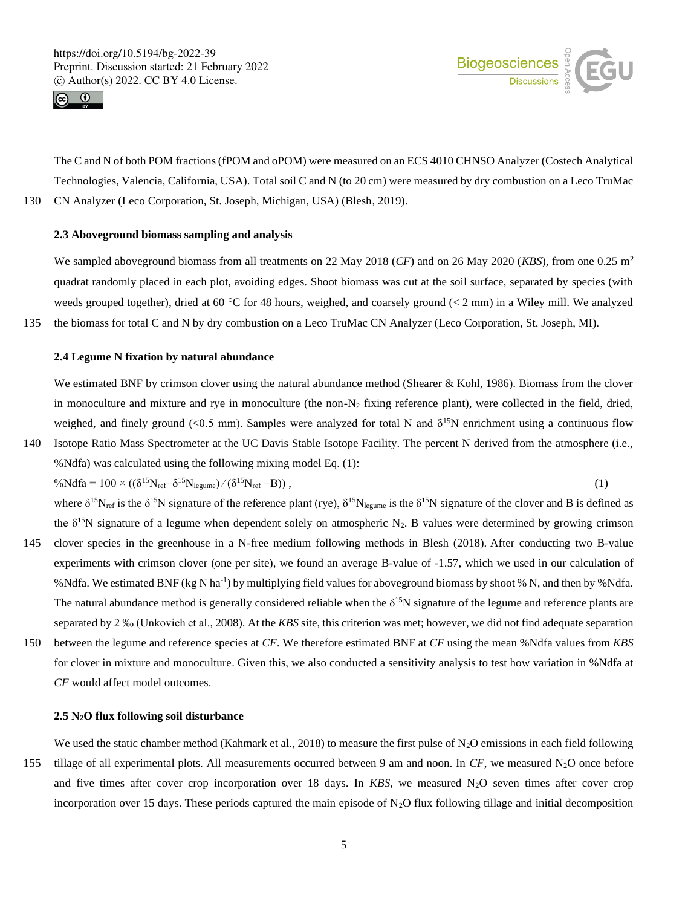The C and N of both POM fractions (fPOM and oPOM) were measured on an ECS 4010 CHNSO Analyzer (Costech Analytical Technologies, Valencia, California, USA). Total soil C and N (to 20 cm) were measured by dry combustion on a Leco TruMac CN Analyzer (Leco Corporation, St. Joseph, Michigan, USA) (Blesh, 2019).

### 2.3 Aboveground biomass sampling and analysis

We sampled aboveground biomass from all treatments on 22 May 2018 (*CF*) and on 26 May 2020 (*KBS*), from one 0.25 $m^2$ quadrat randomly placed in each plot, avoiding edges. Shoot biomass was cut at the soil surface, separated by species (with weeds grouped together), dried at 60 °C for 48 hours, weighed, and coarsely ground (< 2 mm) in a Wiley mill. We analyzed the biomass for total C and N by dry combustion on a Leco TruMac CN Analyzer (Leco Corporation, St. Joseph, MI).

### 2.4 Legume N fixation by natural abundance

We estimated BNF by crimson clover using the natural abundance method (Shearer & Kohl, 1986). Biomass from the clover in monoculture and mixture and rye in monoculture (the non-$N_2$ fixing reference plant), were collected in the field, dried, weighed, and finely ground (<0.5 mm). Samples were analyzed for total N and $\delta^{15}N$ enrichment using a continuous flow Isotope Ratio Mass Spectrometer at the UC Davis Stable Isotope Facility. The percent N derived from the atmosphere (i.e., %Ndfa) was calculated using the following mixing model Eq. (1):

$$\%Ndfa = 100 \times ((\delta^{15}N_{ref} - \delta^{15}N_{legume}) / (\delta^{15}N_{ref} - B)) \,, \tag{1}$$

where $\delta^{15}N_{ref}$ is the $\delta^{15}N$ signature of the reference plant (rye), $\delta^{15}N_{legume}$ is the $\delta^{15}N$ signature of the clover and B is defined as the $\delta^{15}N$ signature of a legume when dependent solely on atmospheric $N_2$. B values were determined by growing crimson clover species in the greenhouse in a N-free medium following methods in Blesh (2018). After conducting two B-value experiments with crimson clover (one per site), we found an average B-value of -1.57, which we used in our calculation of %Ndfa. We estimated BNF (kg N $ha^{-1}$) by multiplying field values for aboveground biomass by shoot % N, and then by %Ndfa. The natural abundance method is generally considered reliable when the $\delta^{15}N$ signature of the legume and reference plants are separated by 2 ‰ (Unkovich et al., 2008). At the *KBS* site, this criterion was met; however, we did not find adequate separation between the legume and reference species at *CF*. We therefore estimated BNF at *CF* using the mean %Ndfa values from *KBS* for clover in mixture and monoculture. Given this, we also conducted a sensitivity analysis to test how variation in %Ndfa at *CF* would affect model outcomes.

### 2.5 $N_2O$ flux following soil disturbance

We used the static chamber method (Kahmark et al., 2018) to measure the first pulse of $N_2O$ emissions in each field following tillage of all experimental plots. All measurements occurred between 9 am and noon. In *CF*, we measured $N_2O$ once before and five times after cover crop incorporation over 18 days. In *KBS*, we measured $N_2O$ seven times after cover crop incorporation over 15 days. These periods captured the main episode of $N_2O$ flux following tillage and initial decomposition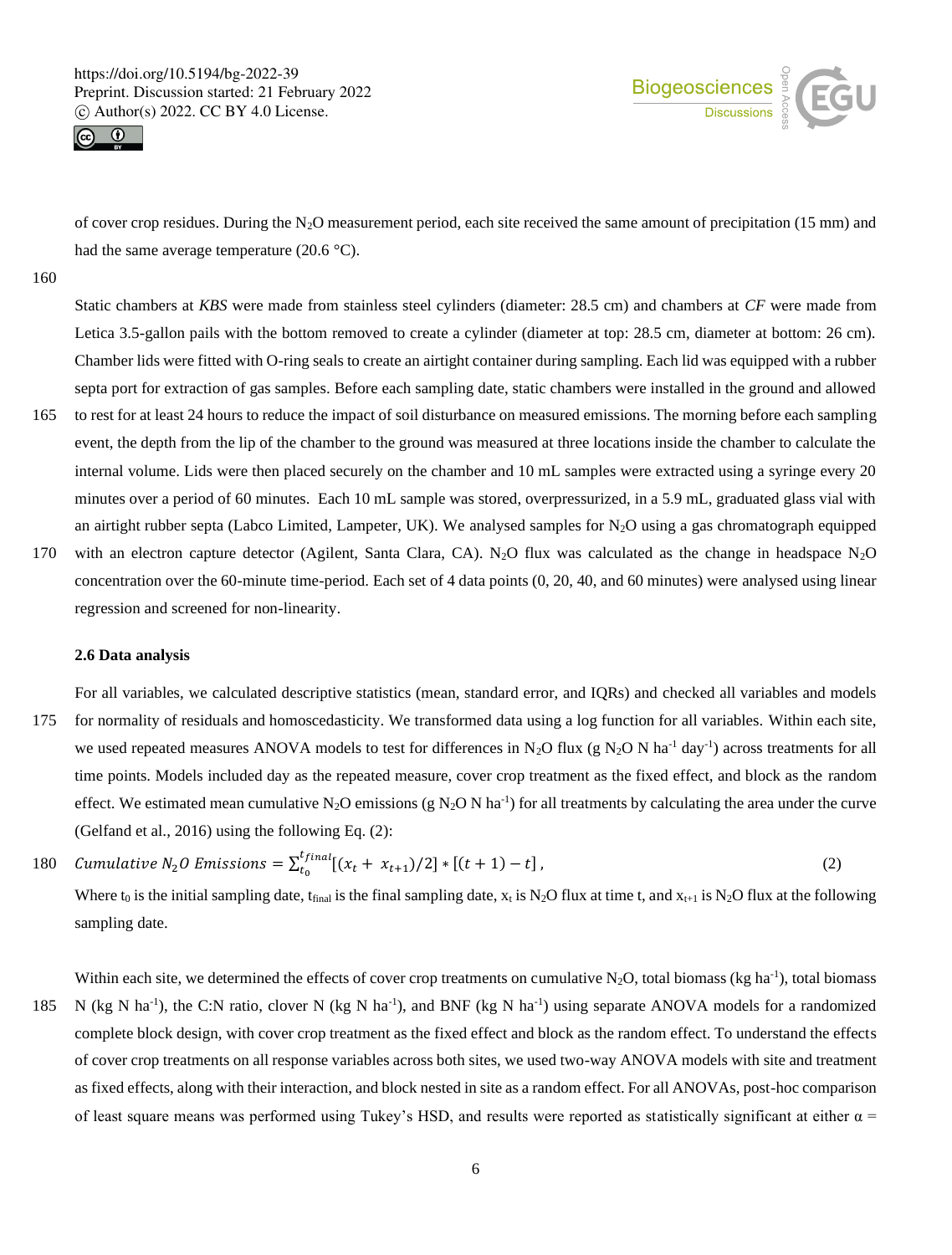of cover crop residues. During the $N_2O$ measurement period, each site received the same amount of precipitation (15 mm) and had the same average temperature (20.6 °C).

Static chambers at *KBS* were made from stainless steel cylinders (diameter: 28.5 cm) and chambers at *CF* were made from Letica 3.5-gallon pails with the bottom removed to create a cylinder (diameter at top: 28.5 cm, diameter at bottom: 26 cm). Chamber lids were fitted with O-ring seals to create an airtight container during sampling. Each lid was equipped with a rubber septa port for extraction of gas samples. Before each sampling date, static chambers were installed in the ground and allowed to rest for at least 24 hours to reduce the impact of soil disturbance on measured emissions. The morning before each sampling event, the depth from the lip of the chamber to the ground was measured at three locations inside the chamber to calculate the internal volume. Lids were then placed securely on the chamber and 10 mL samples were extracted using a syringe every 20 minutes over a period of 60 minutes. Each 10 mL sample was stored, overpressurized, in a 5.9 mL, graduated glass vial with an airtight rubber septa (Labco Limited, Lampeter, UK). We analysed samples for $N_2O$ using a gas chromatograph equipped with an electron capture detector (Agilent, Santa Clara, CA). $N_2O$ flux was calculated as the change in headspace $N_2O$ concentration over the 60-minute time-period. Each set of 4 data points (0, 20, 40, and 60 minutes) were analysed using linear regression and screened for non-linearity.

### 2.6 Data analysis

For all variables, we calculated descriptive statistics (mean, standard error, and IQRs) and checked all variables and models for normality of residuals and homoscedasticity. We transformed data using a log function for all variables. Within each site, we used repeated measures ANOVA models to test for differences in $N_2O$ flux (g $N_2O$ N ha$^{-1}$ day$^{-1}$) across treatments for all time points. Models included day as the repeated measure, cover crop treatment as the fixed effect, and block as the random effect. We estimated mean cumulative $N_2O$ emissions (g $N_2O$ N ha$^{-1}$) for all treatments by calculating the area under the curve (Gelfand et al., 2016) using the following Eq. (2):

$$Cumulative\ N_2O\ Emissions = \sum_{t_0}^{t_{final}} [(x_t + x_{t+1})/2] * [(t+1) - t]\,, \tag{2}$$

Where $t_0$ is the initial sampling date, $t_{final}$ is the final sampling date, $x_t$ is $N_2O$ flux at time t, and $x_{t+1}$ is $N_2O$ flux at the following sampling date.

Within each site, we determined the effects of cover crop treatments on cumulative $N_2O$, total biomass (kg ha$^{-1}$), total biomass N (kg N ha$^{-1}$), the C:N ratio, clover N (kg N ha$^{-1}$), and BNF (kg N ha$^{-1}$) using separate ANOVA models for a randomized complete block design, with cover crop treatment as the fixed effect and block as the random effect. To understand the effects of cover crop treatments on all response variables across both sites, we used two-way ANOVA models with site and treatment as fixed effects, along with their interaction, and block nested in site as a random effect. For all ANOVAs, post-hoc comparison of least square means was performed using Tukey's HSD, and results were reported as statistically significant at either $\alpha$ =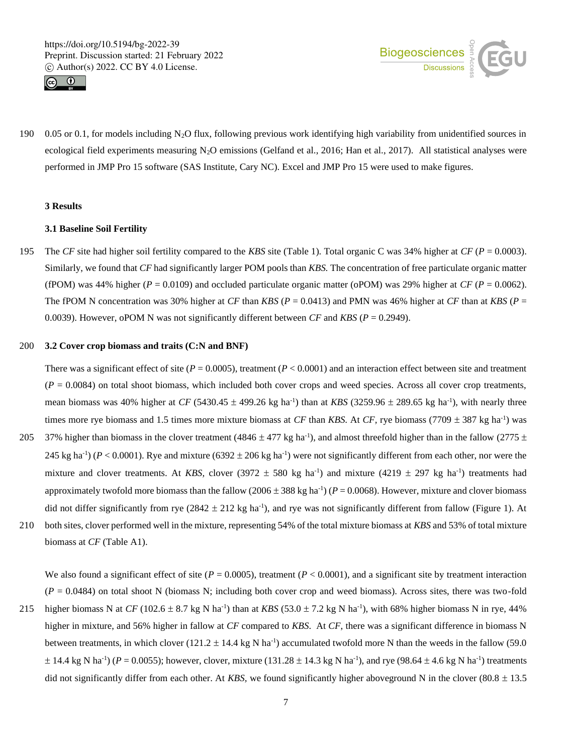0.05 or 0.1, for models including $N_2O$ flux, following previous work identifying high variability from unidentified sources in ecological field experiments measuring $N_2O$ emissions (Gelfand et al., 2016; Han et al., 2017). All statistical analyses were performed in JMP Pro 15 software (SAS Institute, Cary NC). Excel and JMP Pro 15 were used to make figures.

## 3 Results

### 3.1 Baseline Soil Fertility

The *CF* site had higher soil fertility compared to the *KBS* site (Table 1). Total organic C was 34% higher at *CF* ($P = 0.0003$). Similarly, we found that *CF* had significantly larger POM pools than *KBS*. The concentration of free particulate organic matter (fPOM) was 44% higher ($P = 0.0109$) and occluded particulate organic matter (oPOM) was 29% higher at *CF* ($P = 0.0062$). The fPOM N concentration was 30% higher at *CF* than *KBS* ($P = 0.0413$) and PMN was 46% higher at *CF* than at *KBS* ($P = 0.0039$). However, oPOM N was not significantly different between *CF* and *KBS* ($P = 0.2949$).

### 3.2 Cover crop biomass and traits (C:N and BNF)

There was a significant effect of site ($P = 0.0005$), treatment ($P < 0.0001$) and an interaction effect between site and treatment ($P = 0.0084$) on total shoot biomass, which included both cover crops and weed species. Across all cover crop treatments, mean biomass was 40% higher at *CF* ($5430.45 \pm 499.26$ kg $ha^{-1}$) than at *KBS* ($3259.96 \pm 289.65$ kg $ha^{-1}$), with nearly three times more rye biomass and 1.5 times more mixture biomass at *CF* than *KBS*. At *CF*, rye biomass ($7709 \pm 387$ kg $ha^{-1}$) was 37% higher than biomass in the clover treatment ($4846 \pm 477$ kg $ha^{-1}$), and almost threefold higher than in the fallow ($2775 \pm 245$ kg $ha^{-1}$) ($P < 0.0001$). Rye and mixture ($6392 \pm 206$ kg $ha^{-1}$) were not significantly different from each other, nor were the mixture and clover treatments. At *KBS*, clover ($3972 \pm 580$ kg $ha^{-1}$) and mixture ($4219 \pm 297$ kg $ha^{-1}$) treatments had approximately twofold more biomass than the fallow ($2006 \pm 388$ kg $ha^{-1}$) ($P = 0.0068$). However, mixture and clover biomass did not differ significantly from rye ($2842 \pm 212$ kg $ha^{-1}$), and rye was not significantly different from fallow (Figure 1). At both sites, clover performed well in the mixture, representing 54% of the total mixture biomass at *KBS* and 53% of total mixture biomass at *CF* (Table A1).

We also found a significant effect of site ($P = 0.0005$), treatment ($P < 0.0001$), and a significant site by treatment interaction ($P = 0.0484$) on total shoot N (biomass N; including both cover crop and weed biomass). Across sites, there was two-fold higher biomass N at *CF* ($102.6 \pm 8.7$ kg N $ha^{-1}$) than at *KBS* ($53.0 \pm 7.2$ kg N $ha^{-1}$), with 68% higher biomass N in rye, 44% higher in mixture, and 56% higher in fallow at *CF* compared to *KBS*. At *CF*, there was a significant difference in biomass N between treatments, in which clover ($121.2 \pm 14.4$ kg N $ha^{-1}$) accumulated twofold more N than the weeds in the fallow ($59.0 \pm 14.4$ kg N $ha^{-1}$) ($P = 0.0055$); however, clover, mixture ($131.28 \pm 14.3$ kg N $ha^{-1}$), and rye ($98.64 \pm 4.6$ kg N $ha^{-1}$) treatments did not significantly differ from each other. At *KBS*, we found significantly higher aboveground N in the clover ($80.8 \pm 13.5$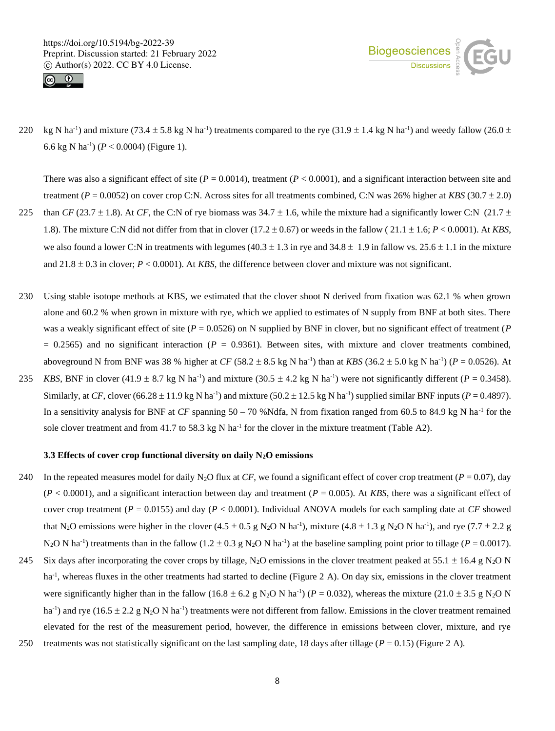kg N $ha^{-1}$) and mixture ($73.4 \pm 5.8$ kg N $ha^{-1}$) treatments compared to the rye ($31.9 \pm 1.4$ kg N $ha^{-1}$) and weedy fallow ($26.0 \pm 6.6$ kg N $ha^{-1}$) ($P < 0.0004$) (Figure 1).

There was also a significant effect of site ($P = 0.0014$), treatment ($P < 0.0001$), and a significant interaction between site and treatment ($P = 0.0052$) on cover crop C:N. Across sites for all treatments combined, C:N was 26% higher at *KBS* ($30.7 \pm 2.0$) than *CF* ($23.7 \pm 1.8$). At *CF*, the C:N of rye biomass was $34.7 \pm 1.6$, while the mixture had a significantly lower C:N ($21.7 \pm 1.8$). The mixture C:N did not differ from that in clover ($17.2 \pm 0.67$) or weeds in the fallow ( $21.1 \pm 1.6$; $P < 0.0001$). At *KBS*, we also found a lower C:N in treatments with legumes ($40.3 \pm 1.3$ in rye and $34.8 \pm 1.9$ in fallow vs. $25.6 \pm 1.1$ in the mixture and $21.8 \pm 0.3$ in clover; $P < 0.0001$). At *KBS*, the difference between clover and mixture was not significant.

Using stable isotope methods at KBS, we estimated that the clover shoot N derived from fixation was 62.1 % when grown alone and 60.2 % when grown in mixture with rye, which we applied to estimates of N supply from BNF at both sites. There was a weakly significant effect of site ($P = 0.0526$) on N supplied by BNF in clover, but no significant effect of treatment ($P = 0.2565$) and no significant interaction ($P = 0.9361$). Between sites, with mixture and clover treatments combined, aboveground N from BNF was 38 % higher at *CF* ($58.2 \pm 8.5$ kg N $ha^{-1}$) than at *KBS* ($36.2 \pm 5.0$ kg N $ha^{-1}$) ($P = 0.0526$). At *KBS*, BNF in clover ($41.9 \pm 8.7$ kg N $ha^{-1}$) and mixture ($30.5 \pm 4.2$ kg N $ha^{-1}$) were not significantly different ($P = 0.3458$). Similarly, at *CF*, clover ($66.28 \pm 11.9$ kg N $ha^{-1}$) and mixture ($50.2 \pm 12.5$ kg N $ha^{-1}$) supplied similar BNF inputs ($P = 0.4897$). In a sensitivity analysis for BNF at *CF* spanning 50 – 70 %Ndfa, N from fixation ranged from 60.5 to 84.9 kg N $ha^{-1}$ for the sole clover treatment and from 41.7 to 58.3 kg N $ha^{-1}$ for the clover in the mixture treatment (Table A2).

### 3.3 Effects of cover crop functional diversity on daily $N_2O$ emissions

In the repeated measures model for daily $N_2O$ flux at *CF*, we found a significant effect of cover crop treatment ($P = 0.07$), day ($P < 0.0001$), and a significant interaction between day and treatment ($P = 0.005$). At *KBS*, there was a significant effect of cover crop treatment ($P = 0.0155$) and day ($P < 0.0001$). Individual ANOVA models for each sampling date at *CF* showed that $N_2O$ emissions were higher in the clover ($4.5 \pm 0.5$ g $N_2O$ N $ha^{-1}$), mixture ($4.8 \pm 1.3$ g $N_2O$ N $ha^{-1}$), and rye ($7.7 \pm 2.2$ g $N_2O$ N $ha^{-1}$) treatments than in the fallow ($1.2 \pm 0.3$ g $N_2O$ N $ha^{-1}$) at the baseline sampling point prior to tillage ($P = 0.0017$). Six days after incorporating the cover crops by tillage, $N_2O$ emissions in the clover treatment peaked at $55.1 \pm 16.4$ g $N_2O$ N $ha^{-1}$, whereas fluxes in the other treatments had started to decline (Figure 2 A). On day six, emissions in the clover treatment were significantly higher than in the fallow ($16.8 \pm 6.2$ g $N_2O$ N $ha^{-1}$) ($P = 0.032$), whereas the mixture ($21.0 \pm 3.5$ g $N_2O$ N $ha^{-1}$) and rye ($16.5 \pm 2.2$ g $N_2O$ N $ha^{-1}$) treatments were not different from fallow. Emissions in the clover treatment remained elevated for the rest of the measurement period, however, the difference in emissions between clover, mixture, and rye treatments was not statistically significant on the last sampling date, 18 days after tillage ($P = 0.15$) (Figure 2 A).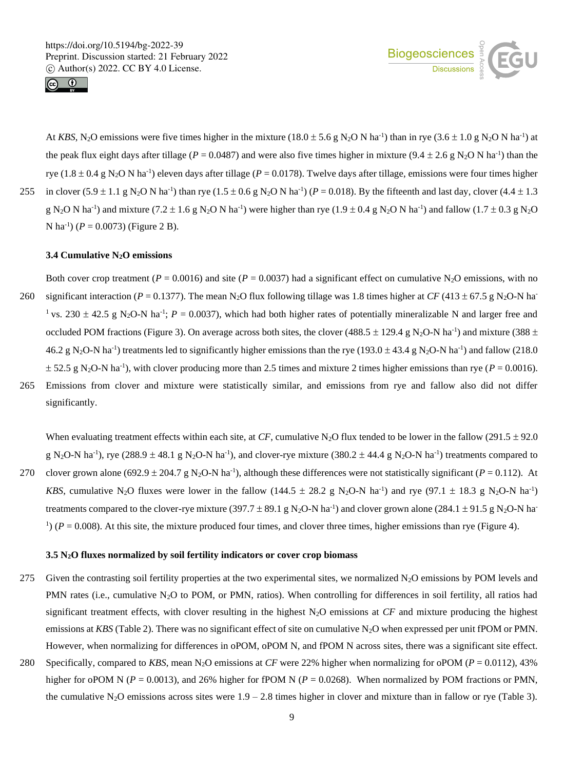At *KBS*, $N_2O$ emissions were five times higher in the mixture (18.0 ± 5.6 g $N_2O$ N $ha^{-1}$) than in rye (3.6 ± 1.0 g $N_2O$ N $ha^{-1}$) at the peak flux eight days after tillage ($P$ = 0.0487) and were also five times higher in mixture (9.4 ± 2.6 g $N_2O$ N $ha^{-1}$) than the rye (1.8 ± 0.4 g $N_2O$ N $ha^{-1}$) eleven days after tillage ($P$ = 0.0178). Twelve days after tillage, emissions were four times higher in clover (5.9 ± 1.1 g $N_2O$ N $ha^{-1}$) than rye (1.5 ± 0.6 g $N_2O$ N $ha^{-1}$) ($P$ = 0.018). By the fifteenth and last day, clover (4.4 ± 1.3 g $N_2O$ N $ha^{-1}$) and mixture (7.2 ± 1.6 g $N_2O$ N $ha^{-1}$) were higher than rye (1.9 ± 0.4 g $N_2O$ N $ha^{-1}$) and fallow (1.7 ± 0.3 g $N_2O$ N $ha^{-1}$) ($P$ = 0.0073) (Figure 2 B).

### 3.4 Cumulative $N_2O$ emissions

Both cover crop treatment ($P$ = 0.0016) and site ($P$ = 0.0037) had a significant effect on cumulative $N_2O$ emissions, with no significant interaction ($P$ = 0.1377). The mean $N_2O$ flux following tillage was 1.8 times higher at *CF* (413 ± 67.5 g $N_2O$-N $ha^{-1}$ vs. 230 ± 42.5 g $N_2O$-N $ha^{-1}$; $P$ = 0.0037), which had both higher rates of potentially mineralizable N and larger free and occluded POM fractions (Figure 3). On average across both sites, the clover (488.5 ± 129.4 g $N_2O$-N $ha^{-1}$) and mixture (388 ± 46.2 g $N_2O$-N $ha^{-1}$) treatments led to significantly higher emissions than the rye (193.0 ± 43.4 g $N_2O$-N $ha^{-1}$) and fallow (218.0 ± 52.5 g $N_2O$-N $ha^{-1}$), with clover producing more than 2.5 times and mixture 2 times higher emissions than rye ($P$ = 0.0016). Emissions from clover and mixture were statistically similar, and emissions from rye and fallow also did not differ significantly.

When evaluating treatment effects within each site, at *CF*, cumulative $N_2O$ flux tended to be lower in the fallow (291.5 ± 92.0 g $N_2O$-N $ha^{-1}$), rye (288.9 ± 48.1 g $N_2O$-N $ha^{-1}$), and clover-rye mixture (380.2 ± 44.4 g $N_2O$-N $ha^{-1}$) treatments compared to clover grown alone (692.9 ± 204.7 g $N_2O$-N $ha^{-1}$), although these differences were not statistically significant ($P$ = 0.112). At *KBS*, cumulative $N_2O$ fluxes were lower in the fallow (144.5 ± 28.2 g $N_2O$-N $ha^{-1}$) and rye (97.1 ± 18.3 g $N_2O$-N $ha^{-1}$) treatments compared to the clover-rye mixture (397.7 ± 89.1 g $N_2O$-N $ha^{-1}$) and clover grown alone (284.1 ± 91.5 g $N_2O$-N $ha^{-1}$) ($P$ = 0.008). At this site, the mixture produced four times, and clover three times, higher emissions than rye (Figure 4).

### 3.5 $N_2O$ fluxes normalized by soil fertility indicators or cover crop biomass

Given the contrasting soil fertility properties at the two experimental sites, we normalized $N_2O$ emissions by POM levels and PMN rates (i.e., cumulative $N_2O$ to POM, or PMN, ratios). When controlling for differences in soil fertility, all ratios had significant treatment effects, with clover resulting in the highest $N_2O$ emissions at *CF* and mixture producing the highest emissions at *KBS* (Table 2). There was no significant effect of site on cumulative $N_2O$ when expressed per unit fPOM or PMN. However, when normalizing for differences in oPOM, oPOM N, and fPOM N across sites, there was a significant site effect. Specifically, compared to *KBS*, mean $N_2O$ emissions at *CF* were 22% higher when normalizing for oPOM ($P$ = 0.0112), 43% higher for oPOM N ($P$ = 0.0013), and 26% higher for fPOM N ($P$ = 0.0268). When normalized by POM fractions or PMN, the cumulative $N_2O$ emissions across sites were 1.9 – 2.8 times higher in clover and mixture than in fallow or rye (Table 3).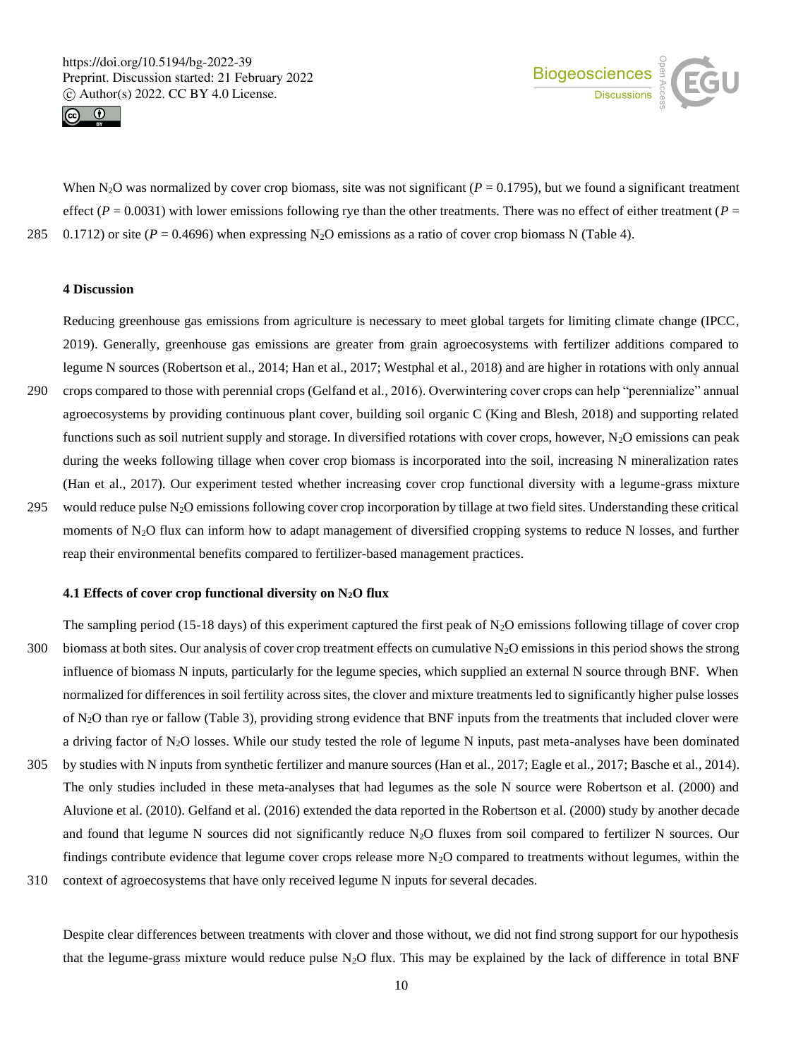When $N_2O$ was normalized by cover crop biomass, site was not significant ($P = 0.1795$), but we found a significant treatment effect ($P = 0.0031$) with lower emissions following rye than the other treatments. There was no effect of either treatment ($P = 0.1712$) or site ($P = 0.4696$) when expressing $N_2O$ emissions as a ratio of cover crop biomass N (Table 4).

## 4 Discussion

Reducing greenhouse gas emissions from agriculture is necessary to meet global targets for limiting climate change (IPCC, 2019). Generally, greenhouse gas emissions are greater from grain agroecosystems with fertilizer additions compared to legume N sources (Robertson et al., 2014; Han et al., 2017; Westphal et al., 2018) and are higher in rotations with only annual crops compared to those with perennial crops (Gelfand et al., 2016). Overwintering cover crops can help "perennialize" annual agroecosystems by providing continuous plant cover, building soil organic C (King and Blesh, 2018) and supporting related functions such as soil nutrient supply and storage. In diversified rotations with cover crops, however, $N_2O$ emissions can peak during the weeks following tillage when cover crop biomass is incorporated into the soil, increasing N mineralization rates (Han et al., 2017). Our experiment tested whether increasing cover crop functional diversity with a legume-grass mixture would reduce pulse $N_2O$ emissions following cover crop incorporation by tillage at two field sites. Understanding these critical moments of $N_2O$ flux can inform how to adapt management of diversified cropping systems to reduce N losses, and further reap their environmental benefits compared to fertilizer-based management practices.

### 4.1 Effects of cover crop functional diversity on $N_2O$ flux

The sampling period (15-18 days) of this experiment captured the first peak of $N_2O$ emissions following tillage of cover crop biomass at both sites. Our analysis of cover crop treatment effects on cumulative $N_2O$ emissions in this period shows the strong influence of biomass N inputs, particularly for the legume species, which supplied an external N source through BNF. When normalized for differences in soil fertility across sites, the clover and mixture treatments led to significantly higher pulse losses of $N_2O$ than rye or fallow (Table 3), providing strong evidence that BNF inputs from the treatments that included clover were a driving factor of $N_2O$ losses. While our study tested the role of legume N inputs, past meta-analyses have been dominated by studies with N inputs from synthetic fertilizer and manure sources (Han et al., 2017; Eagle et al., 2017; Basche et al., 2014). The only studies included in these meta-analyses that had legumes as the sole N source were Robertson et al. (2000) and Aluvione et al. (2010). Gelfand et al. (2016) extended the data reported in the Robertson et al. (2000) study by another decade and found that legume N sources did not significantly reduce $N_2O$ fluxes from soil compared to fertilizer N sources. Our findings contribute evidence that legume cover crops release more $N_2O$ compared to treatments without legumes, within the context of agroecosystems that have only received legume N inputs for several decades.

Despite clear differences between treatments with clover and those without, we did not find strong support for our hypothesis that the legume-grass mixture would reduce pulse $N_2O$ flux. This may be explained by the lack of difference in total BNF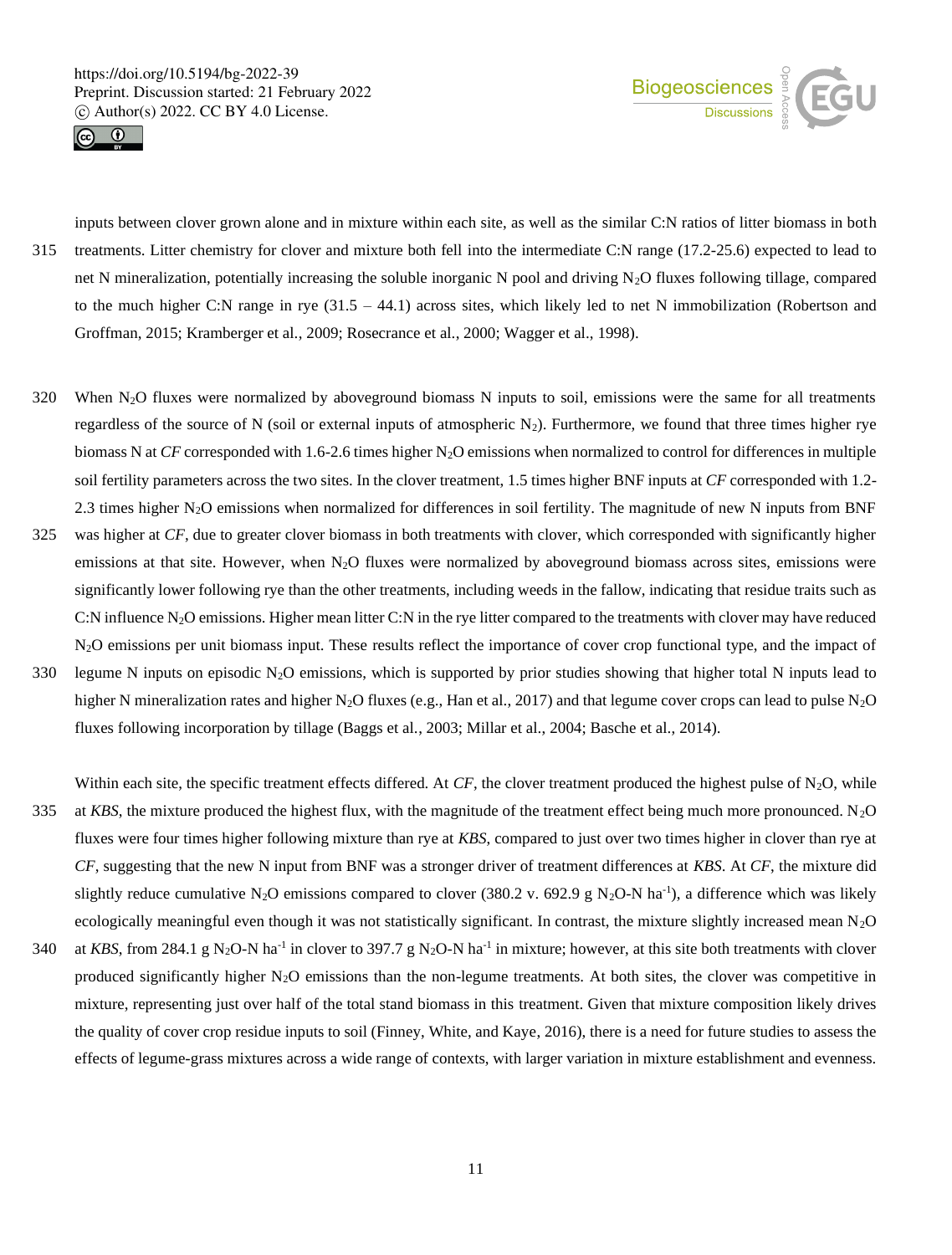inputs between clover grown alone and in mixture within each site, as well as the similar C:N ratios of litter biomass in both treatments. Litter chemistry for clover and mixture both fell into the intermediate C:N range (17.2-25.6) expected to lead to net N mineralization, potentially increasing the soluble inorganic N pool and driving $N_2O$ fluxes following tillage, compared to the much higher C:N range in rye (31.5 – 44.1) across sites, which likely led to net N immobilization (Robertson and Groffman, 2015; Kramberger et al., 2009; Rosecrance et al., 2000; Wagger et al., 1998).

When $N_2O$ fluxes were normalized by aboveground biomass N inputs to soil, emissions were the same for all treatments regardless of the source of N (soil or external inputs of atmospheric $N_2$). Furthermore, we found that three times higher rye biomass N at *CF* corresponded with 1.6-2.6 times higher $N_2O$ emissions when normalized to control for differences in multiple soil fertility parameters across the two sites. In the clover treatment, 1.5 times higher BNF inputs at *CF* corresponded with 1.2-2.3 times higher $N_2O$ emissions when normalized for differences in soil fertility. The magnitude of new N inputs from BNF was higher at *CF*, due to greater clover biomass in both treatments with clover, which corresponded with significantly higher emissions at that site. However, when $N_2O$ fluxes were normalized by aboveground biomass across sites, emissions were significantly lower following rye than the other treatments, including weeds in the fallow, indicating that residue traits such as C:N influence $N_2O$ emissions. Higher mean litter C:N in the rye litter compared to the treatments with clover may have reduced $N_2O$ emissions per unit biomass input. These results reflect the importance of cover crop functional type, and the impact of legume N inputs on episodic $N_2O$ emissions, which is supported by prior studies showing that higher total N inputs lead to higher N mineralization rates and higher $N_2O$ fluxes (e.g., Han et al., 2017) and that legume cover crops can lead to pulse $N_2O$ fluxes following incorporation by tillage (Baggs et al., 2003; Millar et al., 2004; Basche et al., 2014).

Within each site, the specific treatment effects differed. At *CF*, the clover treatment produced the highest pulse of $N_2O$, while at *KBS*, the mixture produced the highest flux, with the magnitude of the treatment effect being much more pronounced. $N_2O$ fluxes were four times higher following mixture than rye at *KBS*, compared to just over two times higher in clover than rye at *CF*, suggesting that the new N input from BNF was a stronger driver of treatment differences at *KBS*. At *CF*, the mixture did slightly reduce cumulative $N_2O$ emissions compared to clover (380.2 v. 692.9 g $N_2O$-N $ha^{-1}$), a difference which was likely ecologically meaningful even though it was not statistically significant. In contrast, the mixture slightly increased mean $N_2O$ at *KBS*, from 284.1 g $N_2O$-N $ha^{-1}$ in clover to 397.7 g $N_2O$-N $ha^{-1}$ in mixture; however, at this site both treatments with clover produced significantly higher $N_2O$ emissions than the non-legume treatments. At both sites, the clover was competitive in mixture, representing just over half of the total stand biomass in this treatment. Given that mixture composition likely drives the quality of cover crop residue inputs to soil (Finney, White, and Kaye, 2016), there is a need for future studies to assess the effects of legume-grass mixtures across a wide range of contexts, with larger variation in mixture establishment and evenness.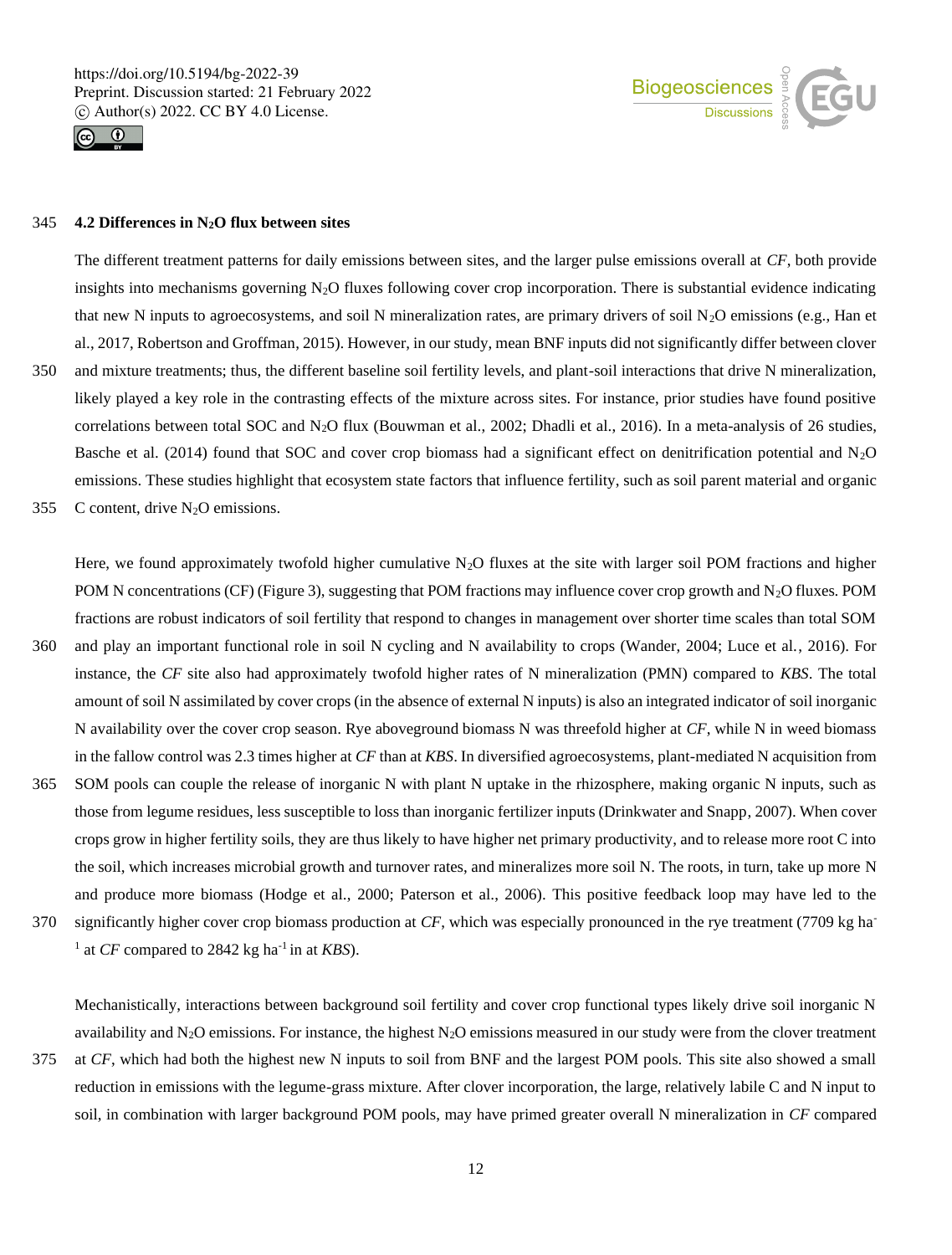### 4.2 Differences in $N_2O$ flux between sites

The different treatment patterns for daily emissions between sites, and the larger pulse emissions overall at *CF*, both provide insights into mechanisms governing $N_2O$ fluxes following cover crop incorporation. There is substantial evidence indicating that new N inputs to agroecosystems, and soil N mineralization rates, are primary drivers of soil $N_2O$ emissions (e.g., Han et al., 2017, Robertson and Groffman, 2015). However, in our study, mean BNF inputs did not significantly differ between clover and mixture treatments; thus, the different baseline soil fertility levels, and plant-soil interactions that drive N mineralization, likely played a key role in the contrasting effects of the mixture across sites. For instance, prior studies have found positive correlations between total SOC and $N_2O$ flux (Bouwman et al., 2002; Dhadli et al., 2016). In a meta-analysis of 26 studies, Basche et al. (2014) found that SOC and cover crop biomass had a significant effect on denitrification potential and $N_2O$ emissions. These studies highlight that ecosystem state factors that influence fertility, such as soil parent material and organic C content, drive $N_2O$ emissions.

Here, we found approximately twofold higher cumulative $N_2O$ fluxes at the site with larger soil POM fractions and higher POM N concentrations (CF) (Figure 3), suggesting that POM fractions may influence cover crop growth and $N_2O$ fluxes. POM fractions are robust indicators of soil fertility that respond to changes in management over shorter time scales than total SOM and play an important functional role in soil N cycling and N availability to crops (Wander, 2004; Luce et al., 2016). For instance, the *CF* site also had approximately twofold higher rates of N mineralization (PMN) compared to *KBS*. The total amount of soil N assimilated by cover crops (in the absence of external N inputs) is also an integrated indicator of soil inorganic N availability over the cover crop season. Rye aboveground biomass N was threefold higher at *CF*, while N in weed biomass in the fallow control was 2.3 times higher at *CF* than at *KBS*. In diversified agroecosystems, plant-mediated N acquisition from SOM pools can couple the release of inorganic N with plant N uptake in the rhizosphere, making organic N inputs, such as those from legume residues, less susceptible to loss than inorganic fertilizer inputs (Drinkwater and Snapp, 2007). When cover crops grow in higher fertility soils, they are thus likely to have higher net primary productivity, and to release more root C into the soil, which increases microbial growth and turnover rates, and mineralizes more soil N. The roots, in turn, take up more N and produce more biomass (Hodge et al., 2000; Paterson et al., 2006). This positive feedback loop may have led to the significantly higher cover crop biomass production at *CF*, which was especially pronounced in the rye treatment (7709 kg ha$^{-1}$ at *CF* compared to 2842 kg ha$^{-1}$ in at *KBS*).

Mechanistically, interactions between background soil fertility and cover crop functional types likely drive soil inorganic N availability and $N_2O$ emissions. For instance, the highest $N_2O$ emissions measured in our study were from the clover treatment at *CF*, which had both the highest new N inputs to soil from BNF and the largest POM pools. This site also showed a small reduction in emissions with the legume-grass mixture. After clover incorporation, the large, relatively labile C and N input to soil, in combination with larger background POM pools, may have primed greater overall N mineralization in *CF* compared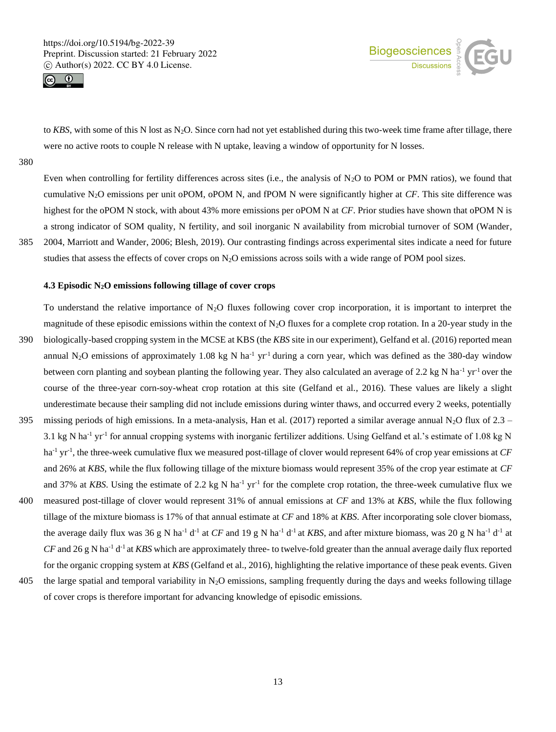to *KBS*, with some of this N lost as $N_2O$. Since corn had not yet established during this two-week time frame after tillage, there were no active roots to couple N release with N uptake, leaving a window of opportunity for N losses.

Even when controlling for fertility differences across sites (i.e., the analysis of $N_2O$ to POM or PMN ratios), we found that cumulative $N_2O$ emissions per unit oPOM, oPOM N, and fPOM N were significantly higher at *CF*. This site difference was highest for the oPOM N stock, with about 43% more emissions per oPOM N at *CF*. Prior studies have shown that oPOM N is a strong indicator of SOM quality, N fertility, and soil inorganic N availability from microbial turnover of SOM (Wander, 2004, Marriott and Wander, 2006; Blesh, 2019). Our contrasting findings across experimental sites indicate a need for future studies that assess the effects of cover crops on $N_2O$ emissions across soils with a wide range of POM pool sizes.

### 4.3 Episodic $N_2O$ emissions following tillage of cover crops

To understand the relative importance of $N_2O$ fluxes following cover crop incorporation, it is important to interpret the magnitude of these episodic emissions within the context of $N_2O$ fluxes for a complete crop rotation. In a 20-year study in the biologically-based cropping system in the MCSE at KBS (the *KBS* site in our experiment), Gelfand et al. (2016) reported mean annual $N_2O$ emissions of approximately 1.08 kg N $ha^{-1}$ $yr^{-1}$ during a corn year, which was defined as the 380-day window between corn planting and soybean planting the following year. They also calculated an average of 2.2 kg N $ha^{-1}$ $yr^{-1}$ over the course of the three-year corn-soy-wheat crop rotation at this site (Gelfand et al., 2016). These values are likely a slight underestimate because their sampling did not include emissions during winter thaws, and occurred every 2 weeks, potentially missing periods of high emissions. In a meta-analysis, Han et al. (2017) reported a similar average annual $N_2O$ flux of 2.3 – 3.1 kg N $ha^{-1}$ $yr^{-1}$ for annual cropping systems with inorganic fertilizer additions. Using Gelfand et al.'s estimate of 1.08 kg N $ha^{-1}$ $yr^{-1}$, the three-week cumulative flux we measured post-tillage of clover would represent 64% of crop year emissions at *CF* and 26% at *KBS*, while the flux following tillage of the mixture biomass would represent 35% of the crop year estimate at *CF* and 37% at *KBS*. Using the estimate of 2.2 kg N $ha^{-1}$ $yr^{-1}$ for the complete crop rotation, the three-week cumulative flux we measured post-tillage of clover would represent 31% of annual emissions at *CF* and 13% at *KBS*, while the flux following tillage of the mixture biomass is 17% of that annual estimate at *CF* and 18% at *KBS*. After incorporating sole clover biomass, the average daily flux was 36 g N $ha^{-1}$ $d^{-1}$ at *CF* and 19 g N $ha^{-1}$ $d^{-1}$ at *KBS*, and after mixture biomass, was 20 g N $ha^{-1}$ $d^{-1}$ at *CF* and 26 g N $ha^{-1}$ $d^{-1}$ at *KBS* which are approximately three- to twelve-fold greater than the annual average daily flux reported for the organic cropping system at *KBS* (Gelfand et al., 2016), highlighting the relative importance of these peak events. Given the large spatial and temporal variability in $N_2O$ emissions, sampling frequently during the days and weeks following tillage of cover crops is therefore important for advancing knowledge of episodic emissions.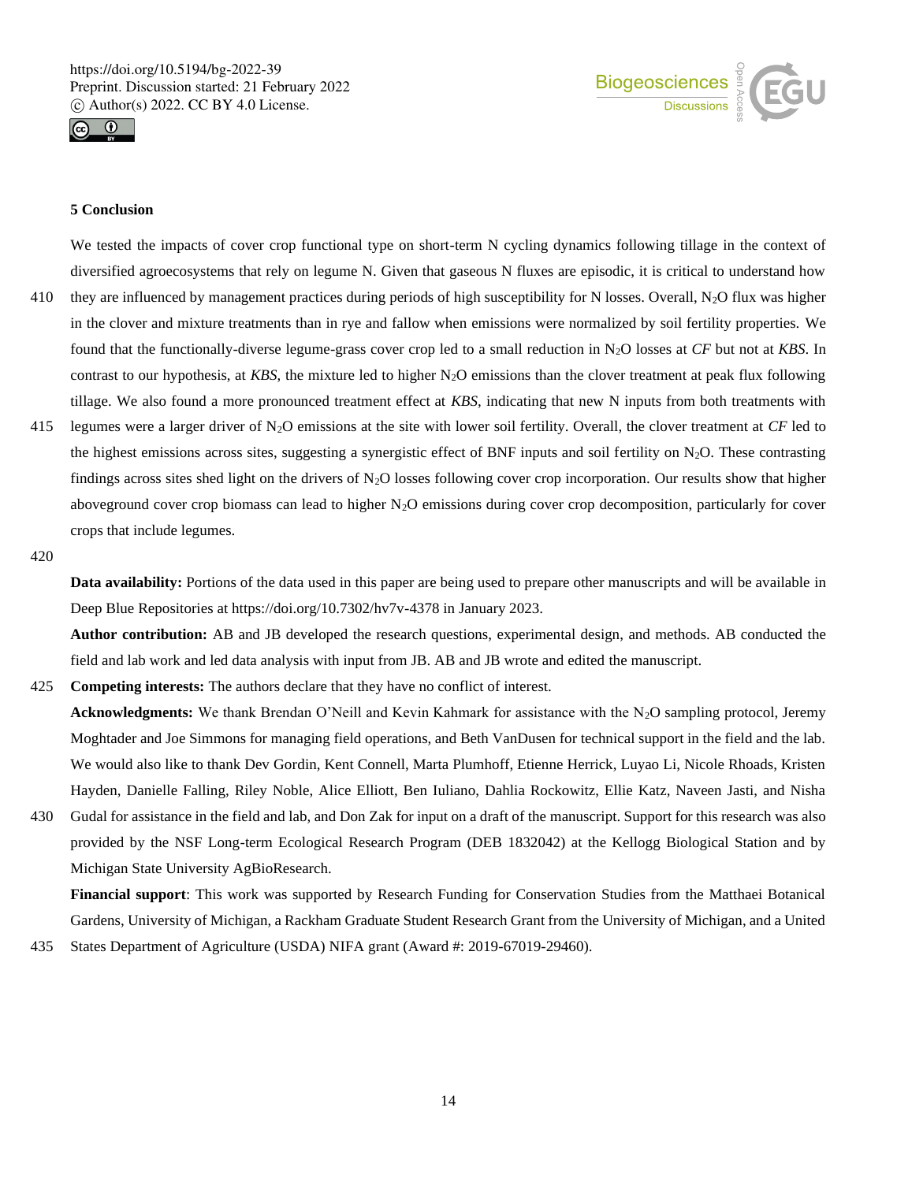## 5 Conclusion

We tested the impacts of cover crop functional type on short-term N cycling dynamics following tillage in the context of diversified agroecosystems that rely on legume N. Given that gaseous N fluxes are episodic, it is critical to understand how they are influenced by management practices during periods of high susceptibility for N losses. Overall, $N_2O$ flux was higher in the clover and mixture treatments than in rye and fallow when emissions were normalized by soil fertility properties. We found that the functionally-diverse legume-grass cover crop led to a small reduction in $N_2O$ losses at *CF* but not at *KBS*. In contrast to our hypothesis, at *KBS*, the mixture led to higher $N_2O$ emissions than the clover treatment at peak flux following tillage. We also found a more pronounced treatment effect at *KBS*, indicating that new N inputs from both treatments with legumes were a larger driver of $N_2O$ emissions at the site with lower soil fertility. Overall, the clover treatment at *CF* led to the highest emissions across sites, suggesting a synergistic effect of BNF inputs and soil fertility on $N_2O$. These contrasting findings across sites shed light on the drivers of $N_2O$ losses following cover crop incorporation. Our results show that higher aboveground cover crop biomass can lead to higher $N_2O$ emissions during cover crop decomposition, particularly for cover crops that include legumes.

**Data availability:** Portions of the data used in this paper are being used to prepare other manuscripts and will be available in Deep Blue Repositories at https://doi.org/10.7302/hv7v-4378 in January 2023.

**Author contribution:** AB and JB developed the research questions, experimental design, and methods. AB conducted the field and lab work and led data analysis with input from JB. AB and JB wrote and edited the manuscript.

**Competing interests:** The authors declare that they have no conflict of interest.

**Acknowledgments:** We thank Brendan O'Neill and Kevin Kahmark for assistance with the $N_2O$ sampling protocol, Jeremy Moghtader and Joe Simmons for managing field operations, and Beth VanDusen for technical support in the field and the lab. We would also like to thank Dev Gordin, Kent Connell, Marta Plumhoff, Etienne Herrick, Luyao Li, Nicole Rhoads, Kristen Hayden, Danielle Falling, Riley Noble, Alice Elliott, Ben Iuliano, Dahlia Rockowitz, Ellie Katz, Naveen Jasti, and Nisha Gudal for assistance in the field and lab, and Don Zak for input on a draft of the manuscript. Support for this research was also provided by the NSF Long-term Ecological Research Program (DEB 1832042) at the Kellogg Biological Station and by Michigan State University AgBioResearch.

**Financial support**: This work was supported by Research Funding for Conservation Studies from the Matthaei Botanical Gardens, University of Michigan, a Rackham Graduate Student Research Grant from the University of Michigan, and a United States Department of Agriculture (USDA) NIFA grant (Award #: 2019-67019-29460).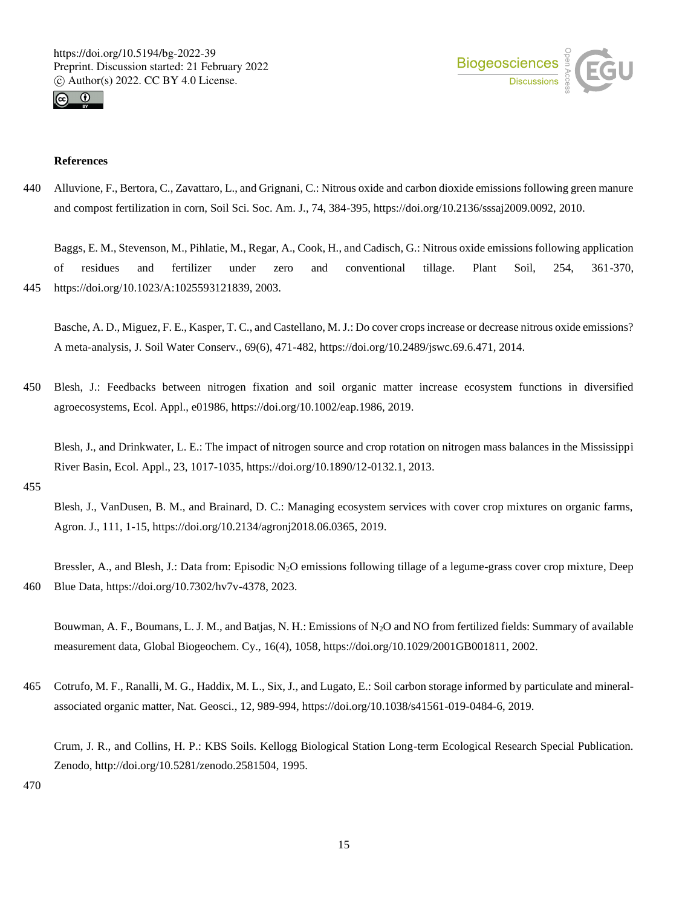**References**

Alluvione, F., Bertora, C., Zavattaro, L., and Grignani, C.: Nitrous oxide and carbon dioxide emissions following green manure and compost fertilization in corn, Soil Sci. Soc. Am. J., 74, 384-395, https://doi.org/10.2136/sssaj2009.0092, 2010.

Baggs, E. M., Stevenson, M., Pihlatie, M., Regar, A., Cook, H., and Cadisch, G.: Nitrous oxide emissions following application of residues and fertilizer under zero and conventional tillage. Plant Soil, 254, 361-370, https://doi.org/10.1023/A:1025593121839, 2003.

Basche, A. D., Miguez, F. E., Kasper, T. C., and Castellano, M. J.: Do cover crops increase or decrease nitrous oxide emissions? A meta-analysis, J. Soil Water Conserv., 69(6), 471-482, https://doi.org/10.2489/jswc.69.6.471, 2014.

Blesh, J.: Feedbacks between nitrogen fixation and soil organic matter increase ecosystem functions in diversified agroecosystems, Ecol. Appl., e01986, https://doi.org/10.1002/eap.1986, 2019.

Blesh, J., and Drinkwater, L. E.: The impact of nitrogen source and crop rotation on nitrogen mass balances in the Mississippi River Basin, Ecol. Appl., 23, 1017-1035, https://doi.org/10.1890/12-0132.1, 2013.

Blesh, J., VanDusen, B. M., and Brainard, D. C.: Managing ecosystem services with cover crop mixtures on organic farms, Agron. J., 111, 1-15, https://doi.org/10.2134/agronj2018.06.0365, 2019.

Bressler, A., and Blesh, J.: Data from: Episodic $N_2O$ emissions following tillage of a legume-grass cover crop mixture, Deep Blue Data, https://doi.org/10.7302/hv7v-4378, 2023.

Bouwman, A. F., Boumans, L. J. M., and Batjas, N. H.: Emissions of $N_2O$ and NO from fertilized fields: Summary of available measurement data, Global Biogeochem. Cy., 16(4), 1058, https://doi.org/10.1029/2001GB001811, 2002.

Cotrufo, M. F., Ranalli, M. G., Haddix, M. L., Six, J., and Lugato, E.: Soil carbon storage informed by particulate and mineral-associated organic matter, Nat. Geosci., 12, 989-994, https://doi.org/10.1038/s41561-019-0484-6, 2019.

Crum, J. R., and Collins, H. P.: KBS Soils. Kellogg Biological Station Long-term Ecological Research Special Publication. Zenodo, http://doi.org/10.5281/zenodo.2581504, 1995.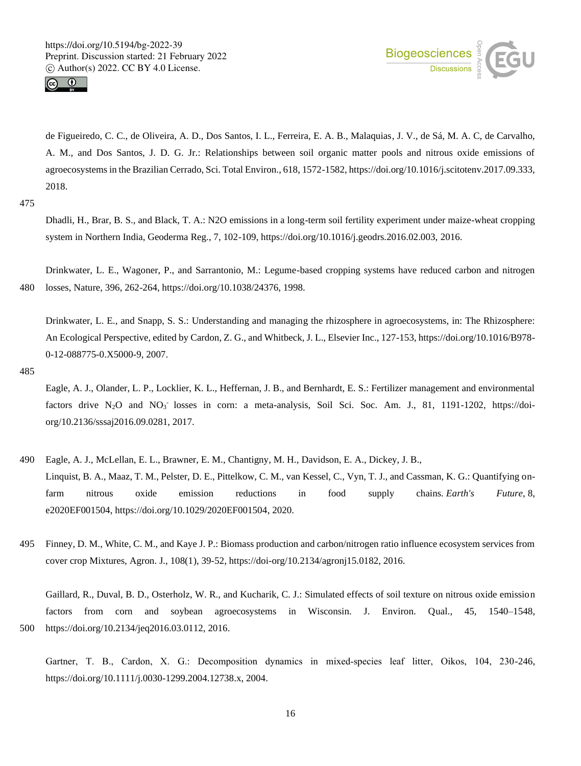de Figueiredo, C. C., de Oliveira, A. D., Dos Santos, I. L., Ferreira, E. A. B., Malaquias, J. V., de Sá, M. A. C, de Carvalho, A. M., and Dos Santos, J. D. G. Jr.: Relationships between soil organic matter pools and nitrous oxide emissions of agroecosystems in the Brazilian Cerrado, Sci. Total Environ., 618, 1572-1582, https://doi.org/10.1016/j.scitotenv.2017.09.333, 2018.

Dhadli, H., Brar, B. S., and Black, T. A.: N2O emissions in a long-term soil fertility experiment under maize-wheat cropping system in Northern India, Geoderma Reg., 7, 102-109, https://doi.org/10.1016/j.geodrs.2016.02.003, 2016.

Drinkwater, L. E., Wagoner, P., and Sarrantonio, M.: Legume-based cropping systems have reduced carbon and nitrogen losses, Nature, 396, 262-264, https://doi.org/10.1038/24376, 1998.

Drinkwater, L. E., and Snapp, S. S.: Understanding and managing the rhizosphere in agroecosystems, in: The Rhizosphere: An Ecological Perspective, edited by Cardon, Z. G., and Whitbeck, J. L., Elsevier Inc., 127-153, https://doi.org/10.1016/B978-0-12-088775-0.X5000-9, 2007.

Eagle, A. J., Olander, L. P., Locklier, K. L., Heffernan, J. B., and Bernhardt, E. S.: Fertilizer management and environmental factors drive $N_2O$ and $NO_3^-$ losses in corn: a meta-analysis, Soil Sci. Soc. Am. J., 81, 1191-1202, https://doi-org/10.2136/sssaj2016.09.0281, 2017.

Eagle, A. J., McLellan, E. L., Brawner, E. M., Chantigny, M. H., Davidson, E. A., Dickey, J. B., Linquist, B. A., Maaz, T. M., Pelster, D. E., Pittelkow, C. M., van Kessel, C., Vyn, T. J., and Cassman, K. G.: Quantifying on-farm nitrous oxide emission reductions in food supply chains. *Earth's Future*, 8, e2020EF001504, https://doi.org/10.1029/2020EF001504, 2020.

Finney, D. M., White, C. M., and Kaye J. P.: Biomass production and carbon/nitrogen ratio influence ecosystem services from cover crop Mixtures, Agron. J., 108(1), 39-52, https://doi-org/10.2134/agronj15.0182, 2016.

Gaillard, R., Duval, B. D., Osterholz, W. R., and Kucharik, C. J.: Simulated effects of soil texture on nitrous oxide emission factors from corn and soybean agroecosystems in Wisconsin. J. Environ. Qual., 45, 1540–1548, https://doi.org/10.2134/jeq2016.03.0112, 2016.

Gartner, T. B., Cardon, X. G.: Decomposition dynamics in mixed-species leaf litter, Oikos, 104, 230-246, https://doi.org/10.1111/j.0030-1299.2004.12738.x, 2004.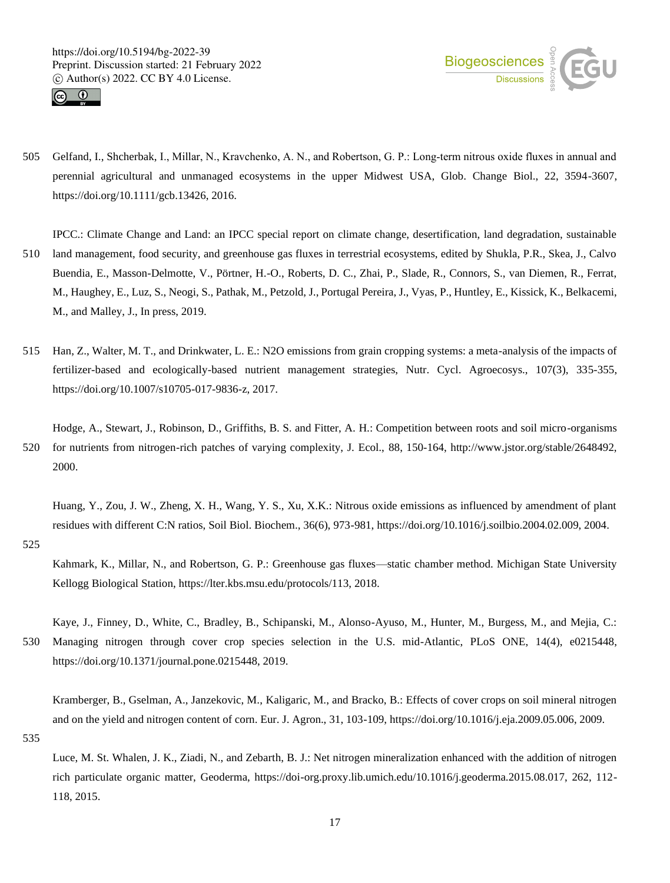Gelfand, I., Shcherbak, I., Millar, N., Kravchenko, A. N., and Robertson, G. P.: Long-term nitrous oxide fluxes in annual and perennial agricultural and unmanaged ecosystems in the upper Midwest USA, Glob. Change Biol., 22, 3594-3607, https://doi.org/10.1111/gcb.13426, 2016.

IPCC.: Climate Change and Land: an IPCC special report on climate change, desertification, land degradation, sustainable land management, food security, and greenhouse gas fluxes in terrestrial ecosystems, edited by Shukla, P.R., Skea, J., Calvo Buendia, E., Masson-Delmotte, V., Pörtner, H.-O., Roberts, D. C., Zhai, P., Slade, R., Connors, S., van Diemen, R., Ferrat, M., Haughey, E., Luz, S., Neogi, S., Pathak, M., Petzold, J., Portugal Pereira, J., Vyas, P., Huntley, E., Kissick, K., Belkacemi, M., and Malley, J., In press, 2019.

Han, Z., Walter, M. T., and Drinkwater, L. E.: N2O emissions from grain cropping systems: a meta-analysis of the impacts of fertilizer-based and ecologically-based nutrient management strategies, Nutr. Cycl. Agroecosys., 107(3), 335-355, https://doi.org/10.1007/s10705-017-9836-z, 2017.

Hodge, A., Stewart, J., Robinson, D., Griffiths, B. S. and Fitter, A. H.: Competition between roots and soil micro-organisms for nutrients from nitrogen-rich patches of varying complexity, J. Ecol., 88, 150-164, http://www.jstor.org/stable/2648492, 2000.

Huang, Y., Zou, J. W., Zheng, X. H., Wang, Y. S., Xu, X.K.: Nitrous oxide emissions as influenced by amendment of plant residues with different C:N ratios, Soil Biol. Biochem., 36(6), 973-981, https://doi.org/10.1016/j.soilbio.2004.02.009, 2004.

Kahmark, K., Millar, N., and Robertson, G. P.: Greenhouse gas fluxes—static chamber method. Michigan State University Kellogg Biological Station, https://lter.kbs.msu.edu/protocols/113, 2018.

Kaye, J., Finney, D., White, C., Bradley, B., Schipanski, M., Alonso-Ayuso, M., Hunter, M., Burgess, M., and Mejia, C.: Managing nitrogen through cover crop species selection in the U.S. mid-Atlantic, PLoS ONE, 14(4), e0215448, https://doi.org/10.1371/journal.pone.0215448, 2019.

Kramberger, B., Gselman, A., Janzekovic, M., Kaligaric, M., and Bracko, B.: Effects of cover crops on soil mineral nitrogen and on the yield and nitrogen content of corn. Eur. J. Agron., 31, 103-109, https://doi.org/10.1016/j.eja.2009.05.006, 2009.

Luce, M. St. Whalen, J. K., Ziadi, N., and Zebarth, B. J.: Net nitrogen mineralization enhanced with the addition of nitrogen rich particulate organic matter, Geoderma, https://doi-org.proxy.lib.umich.edu/10.1016/j.geoderma.2015.08.017, 262, 112-118, 2015.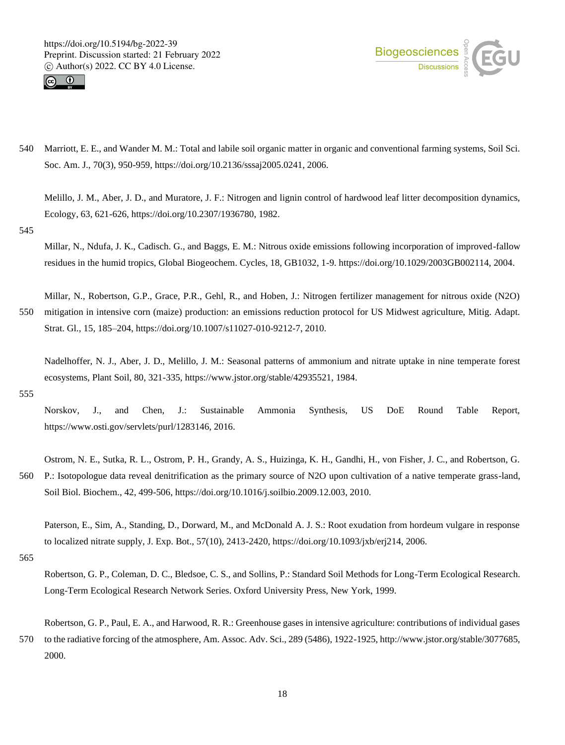Marriott, E. E., and Wander M. M.: Total and labile soil organic matter in organic and conventional farming systems, Soil Sci. Soc. Am. J., 70(3), 950-959, https://doi.org/10.2136/sssaj2005.0241, 2006.

Melillo, J. M., Aber, J. D., and Muratore, J. F.: Nitrogen and lignin control of hardwood leaf litter decomposition dynamics, Ecology, 63, 621-626, https://doi.org/10.2307/1936780, 1982.

Millar, N., Ndufa, J. K., Cadisch. G., and Baggs, E. M.: Nitrous oxide emissions following incorporation of improved-fallow residues in the humid tropics, Global Biogeochem. Cycles, 18, GB1032, 1-9. https://doi.org/10.1029/2003GB002114, 2004.

Millar, N., Robertson, G.P., Grace, P.R., Gehl, R., and Hoben, J.: Nitrogen fertilizer management for nitrous oxide (N2O) mitigation in intensive corn (maize) production: an emissions reduction protocol for US Midwest agriculture, Mitig. Adapt. Strat. Gl., 15, 185–204, https://doi.org/10.1007/s11027-010-9212-7, 2010.

Nadelhoffer, N. J., Aber, J. D., Melillo, J. M.: Seasonal patterns of ammonium and nitrate uptake in nine temperate forest ecosystems, Plant Soil, 80, 321-335, https://www.jstor.org/stable/42935521, 1984.

Norskov, J., and Chen, J.: Sustainable Ammonia Synthesis, US DoE Round Table Report, https://www.osti.gov/servlets/purl/1283146, 2016.

Ostrom, N. E., Sutka, R. L., Ostrom, P. H., Grandy, A. S., Huizinga, K. H., Gandhi, H., von Fisher, J. C., and Robertson, G. P.: Isotopologue data reveal denitrification as the primary source of N2O upon cultivation of a native temperate grass-land, Soil Biol. Biochem., 42, 499-506, https://doi.org/10.1016/j.soilbio.2009.12.003, 2010.

Paterson, E., Sim, A., Standing, D., Dorward, M., and McDonald A. J. S.: Root exudation from hordeum vulgare in response to localized nitrate supply, J. Exp. Bot., 57(10), 2413-2420, https://doi.org/10.1093/jxb/erj214, 2006.

Robertson, G. P., Coleman, D. C., Bledsoe, C. S., and Sollins, P.: Standard Soil Methods for Long-Term Ecological Research. Long-Term Ecological Research Network Series. Oxford University Press, New York, 1999.

Robertson, G. P., Paul, E. A., and Harwood, R. R.: Greenhouse gases in intensive agriculture: contributions of individual gases to the radiative forcing of the atmosphere, Am. Assoc. Adv. Sci., 289 (5486), 1922-1925, http://www.jstor.org/stable/3077685, 2000.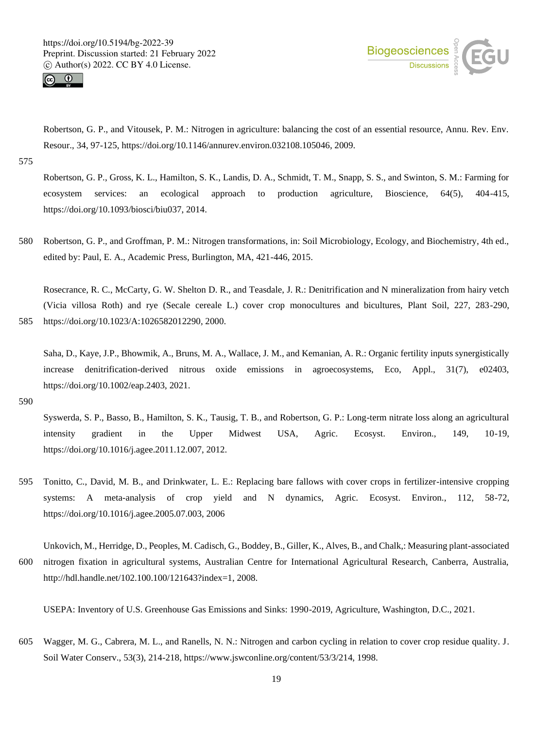Robertson, G. P., and Vitousek, P. M.: Nitrogen in agriculture: balancing the cost of an essential resource, Annu. Rev. Env. Resour., 34, 97-125, https://doi.org/10.1146/annurev.environ.032108.105046, 2009.

Robertson, G. P., Gross, K. L., Hamilton, S. K., Landis, D. A., Schmidt, T. M., Snapp, S. S., and Swinton, S. M.: Farming for ecosystem services: an ecological approach to production agriculture, Bioscience, 64(5), 404-415, https://doi.org/10.1093/biosci/biu037, 2014.

Robertson, G. P., and Groffman, P. M.: Nitrogen transformations, in: Soil Microbiology, Ecology, and Biochemistry, 4th ed., edited by: Paul, E. A., Academic Press, Burlington, MA, 421-446, 2015.

Rosecrance, R. C., McCarty, G. W. Shelton D. R., and Teasdale, J. R.: Denitrification and N mineralization from hairy vetch (Vicia villosa Roth) and rye (Secale cereale L.) cover crop monocultures and bicultures, Plant Soil, 227, 283-290, https://doi.org/10.1023/A:1026582012290, 2000.

Saha, D., Kaye, J.P., Bhowmik, A., Bruns, M. A., Wallace, J. M., and Kemanian, A. R.: Organic fertility inputs synergistically increase denitrification-derived nitrous oxide emissions in agroecosystems, Eco, Appl., 31(7), e02403, https://doi.org/10.1002/eap.2403, 2021.

Syswerda, S. P., Basso, B., Hamilton, S. K., Tausig, T. B., and Robertson, G. P.: Long-term nitrate loss along an agricultural intensity gradient in the Upper Midwest USA, Agric. Ecosyst. Environ., 149, 10-19, https://doi.org/10.1016/j.agee.2011.12.007, 2012.

Tonitto, C., David, M. B., and Drinkwater, L. E.: Replacing bare fallows with cover crops in fertilizer-intensive cropping systems: A meta-analysis of crop yield and N dynamics, Agric. Ecosyst. Environ., 112, 58-72, https://doi.org/10.1016/j.agee.2005.07.003, 2006

Unkovich, M., Herridge, D., Peoples, M. Cadisch, G., Boddey, B., Giller, K., Alves, B., and Chalk,: Measuring plant-associated nitrogen fixation in agricultural systems, Australian Centre for International Agricultural Research, Canberra, Australia, http://hdl.handle.net/102.100.100/121643?index=1, 2008.

USEPA: Inventory of U.S. Greenhouse Gas Emissions and Sinks: 1990-2019, Agriculture, Washington, D.C., 2021.

Wagger, M. G., Cabrera, M. L., and Ranells, N. N.: Nitrogen and carbon cycling in relation to cover crop residue quality. J. Soil Water Conserv., 53(3), 214-218, https://www.jswconline.org/content/53/3/214, 1998.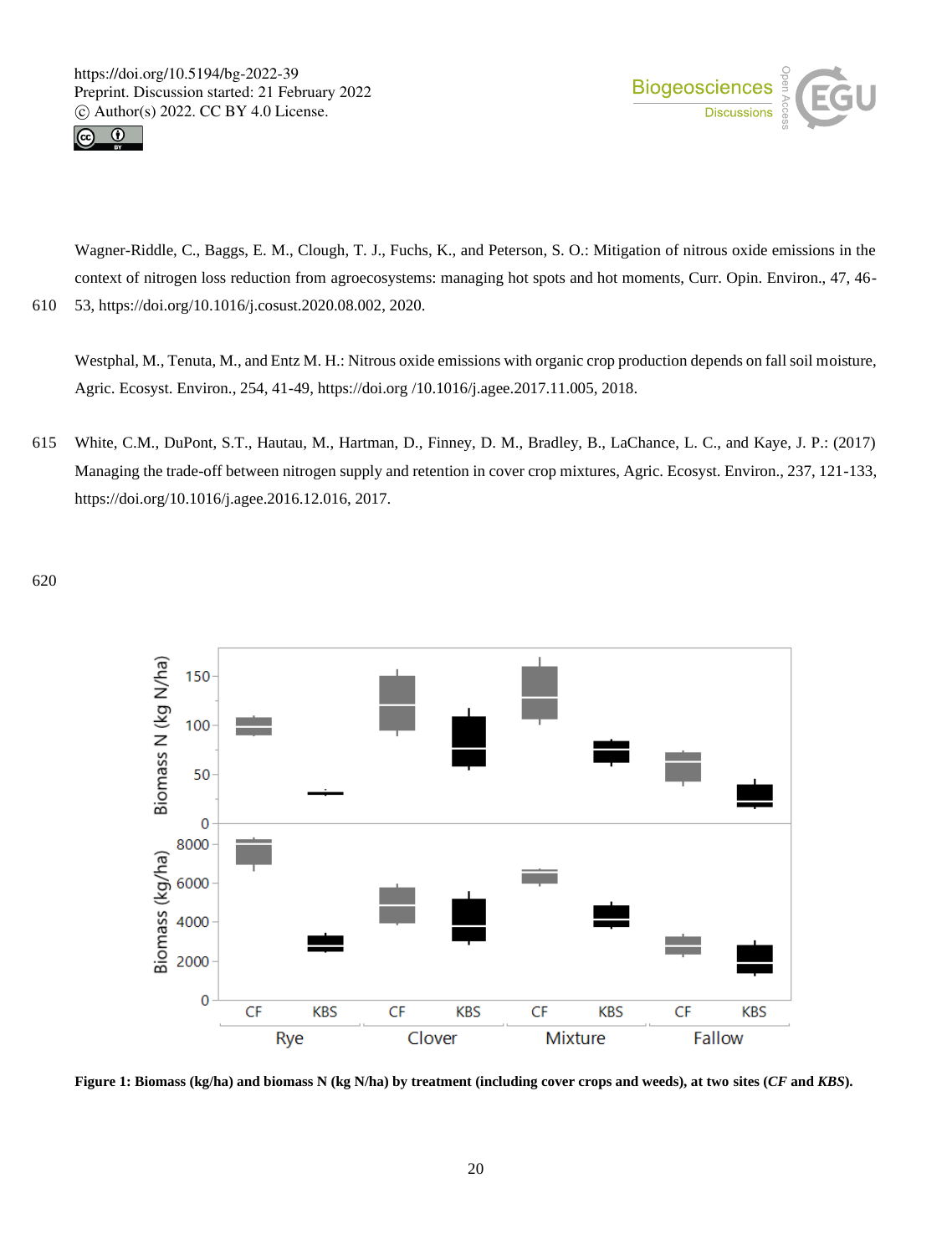Wagner-Riddle, C., Baggs, E. M., Clough, T. J., Fuchs, K., and Peterson, S. O.: Mitigation of nitrous oxide emissions in the context of nitrogen loss reduction from agroecosystems: managing hot spots and hot moments, Curr. Opin. Environ., 47, 46-53, https://doi.org/10.1016/j.cosust.2020.08.002, 2020.

Westphal, M., Tenuta, M., and Entz M. H.: Nitrous oxide emissions with organic crop production depends on fall soil moisture, Agric. Ecosyst. Environ., 254, 41-49, https://doi.org /10.1016/j.agee.2017.11.005, 2018.

White, C.M., DuPont, S.T., Hautau, M., Hartman, D., Finney, D. M., Bradley, B., LaChance, L. C., and Kaye, J. P.: (2017) Managing the trade-off between nitrogen supply and retention in cover crop mixtures, Agric. Ecosyst. Environ., 237, 121-133, https://doi.org/10.1016/j.agee.2016.12.016, 2017.

**Figure 1: Biomass (kg/ha) and biomass N (kg N/ha) by treatment (including cover crops and weeds), at two sites (*CF* and *KBS*).**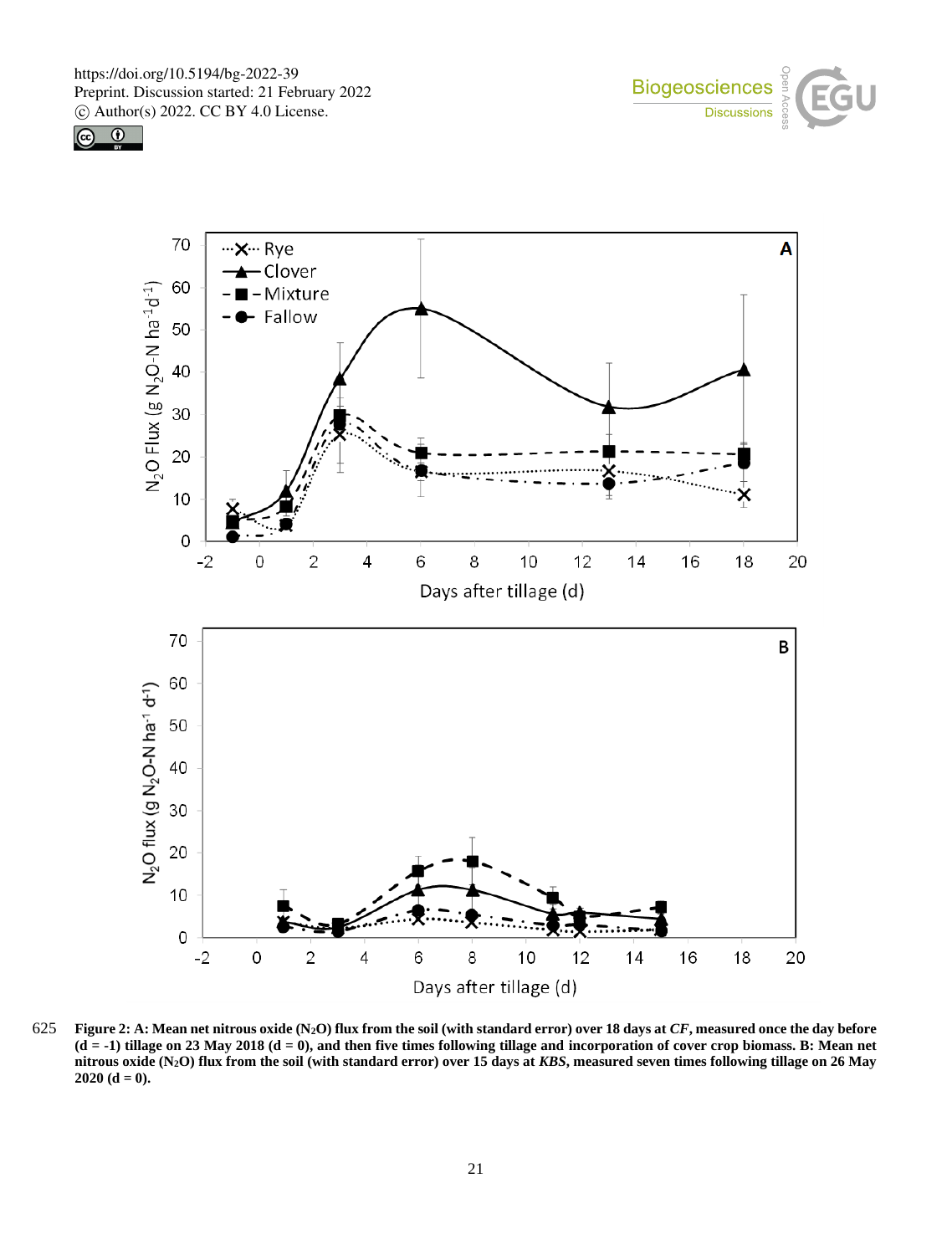**Figure 2: A: Mean net nitrous oxide ($N_2O$) flux from the soil (with standard error) over 18 days at *CF*, measured once the day before (d = -1) tillage on 23 May 2018 (d = 0), and then five times following tillage and incorporation of cover crop biomass. B: Mean net nitrous oxide ($N_2O$) flux from the soil (with standard error) over 15 days at *KBS*, measured seven times following tillage on 26 May 2020 (d = 0).**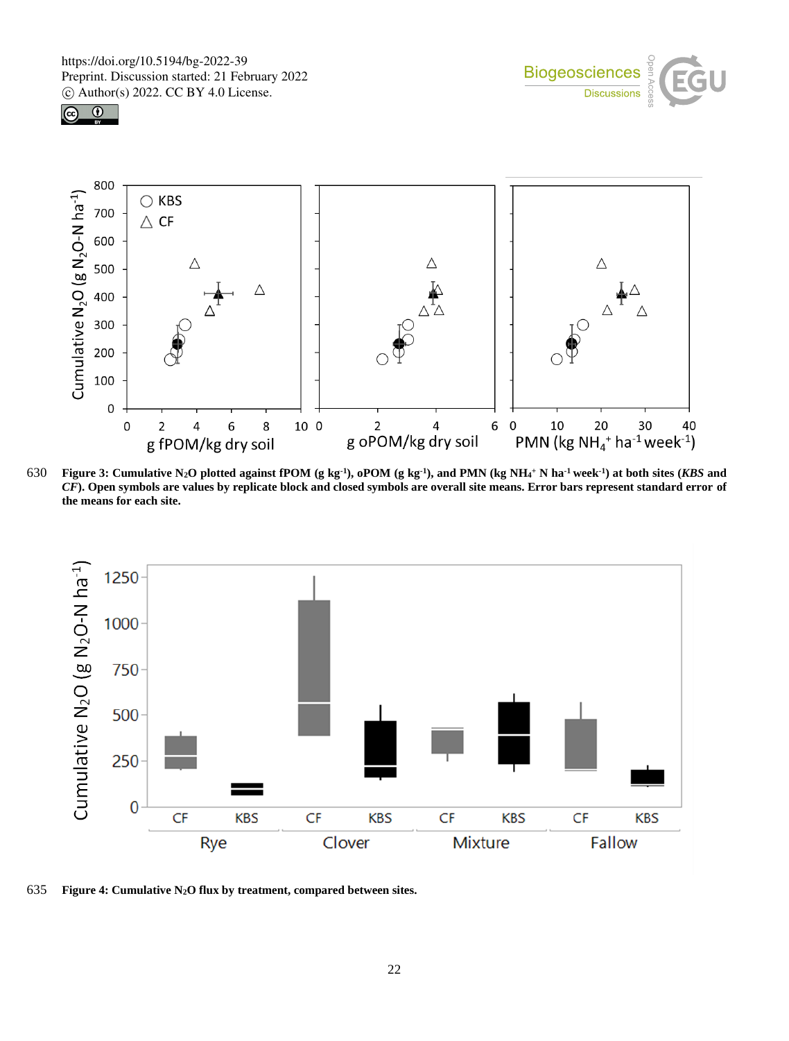**Figure 3: Cumulative $N_2O$ plotted against fPOM (g $kg^{-1}$), oPOM (g $kg^{-1}$), and PMN (kg $NH_4^+$ N $ha^{-1}$ $week^{-1}$) at both sites (*KBS* and *CF*). Open symbols are values by replicate block and closed symbols are overall site means. Error bars represent standard error of the means for each site.**

**Figure 4: Cumulative $N_2O$ flux by treatment, compared between sites.**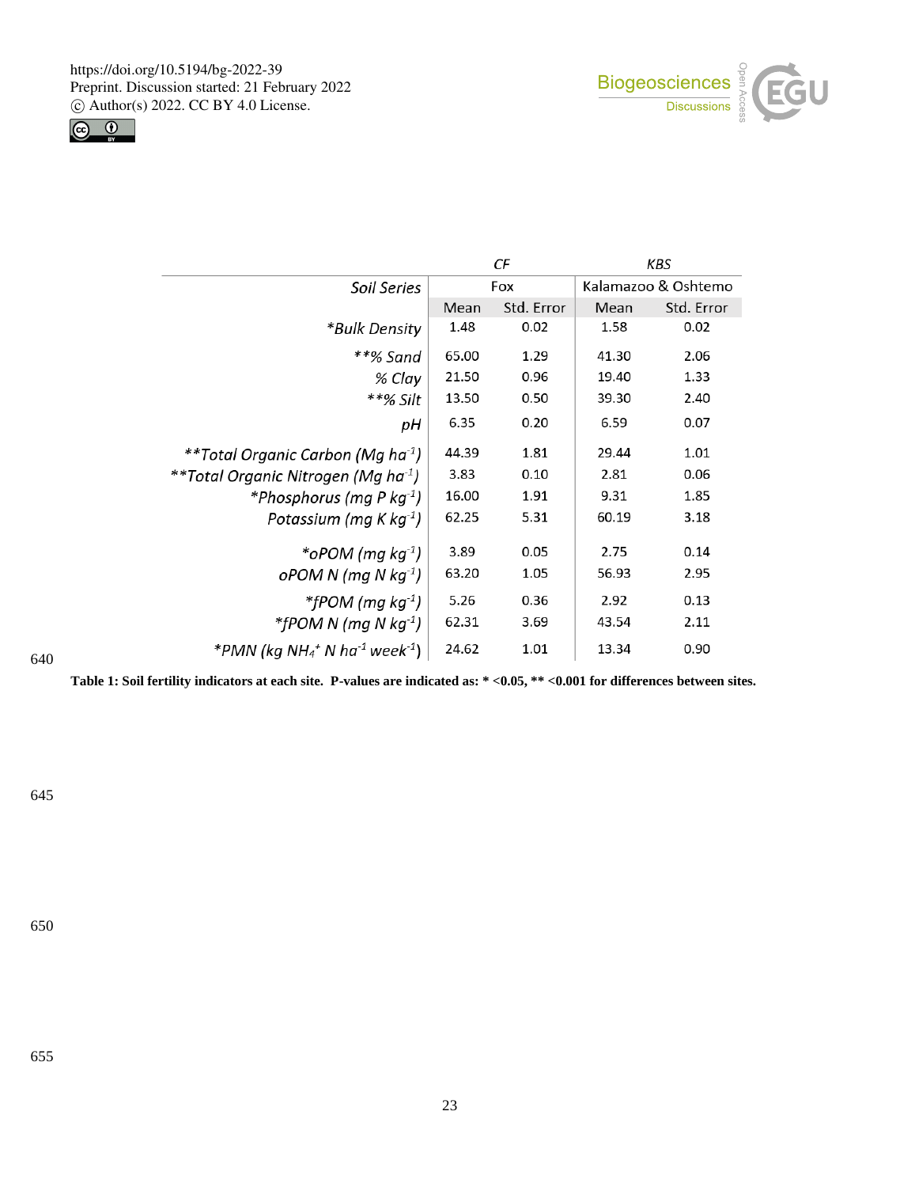| | CF | | KBS | |
|---|---|---|---|---|
| *Soil Series* | Fox | | Kalamazoo & Oshtemo | |
| | Mean | Std. Error | Mean | Std. Error |
| **Bulk Density* | 1.48 | 0.02 | 1.58 | 0.02 |
| ***% Sand* | 65.00 | 1.29 | 41.30 | 2.06 |
| *% Clay* | 21.50 | 0.96 | 19.40 | 1.33 |
| ***% Silt* | 13.50 | 0.50 | 39.30 | 2.40 |
| *pH* | 6.35 | 0.20 | 6.59 | 0.07 |
| ***Total Organic Carbon (Mg ha$^{-1}$)* | 44.39 | 1.81 | 29.44 | 1.01 |
| ***Total Organic Nitrogen (Mg ha$^{-1}$)* | 3.83 | 0.10 | 2.81 | 0.06 |
| **Phosphorus (mg P kg$^{-1}$)* | 16.00 | 1.91 | 9.31 | 1.85 |
| *Potassium (mg K kg$^{-1}$)* | 62.25 | 5.31 | 60.19 | 3.18 |
| **oPOM (mg kg$^{-1}$)* | 3.89 | 0.05 | 2.75 | 0.14 |
| *oPOM N (mg N kg$^{-1}$)* | 63.20 | 1.05 | 56.93 | 2.95 |
| **fPOM (mg kg$^{-1}$)* | 5.26 | 0.36 | 2.92 | 0.13 |
| **fPOM N (mg N kg$^{-1}$)* | 62.31 | 3.69 | 43.54 | 2.11 |
| **PMN (kg $NH_4^+$ N ha$^{-1}$ week$^{-1}$)* | 24.62 | 1.01 | 13.34 | 0.90 |

**Table 1: Soil fertility indicators at each site. P-values are indicated as: * <0.05, ** <0.001 for differences between sites.**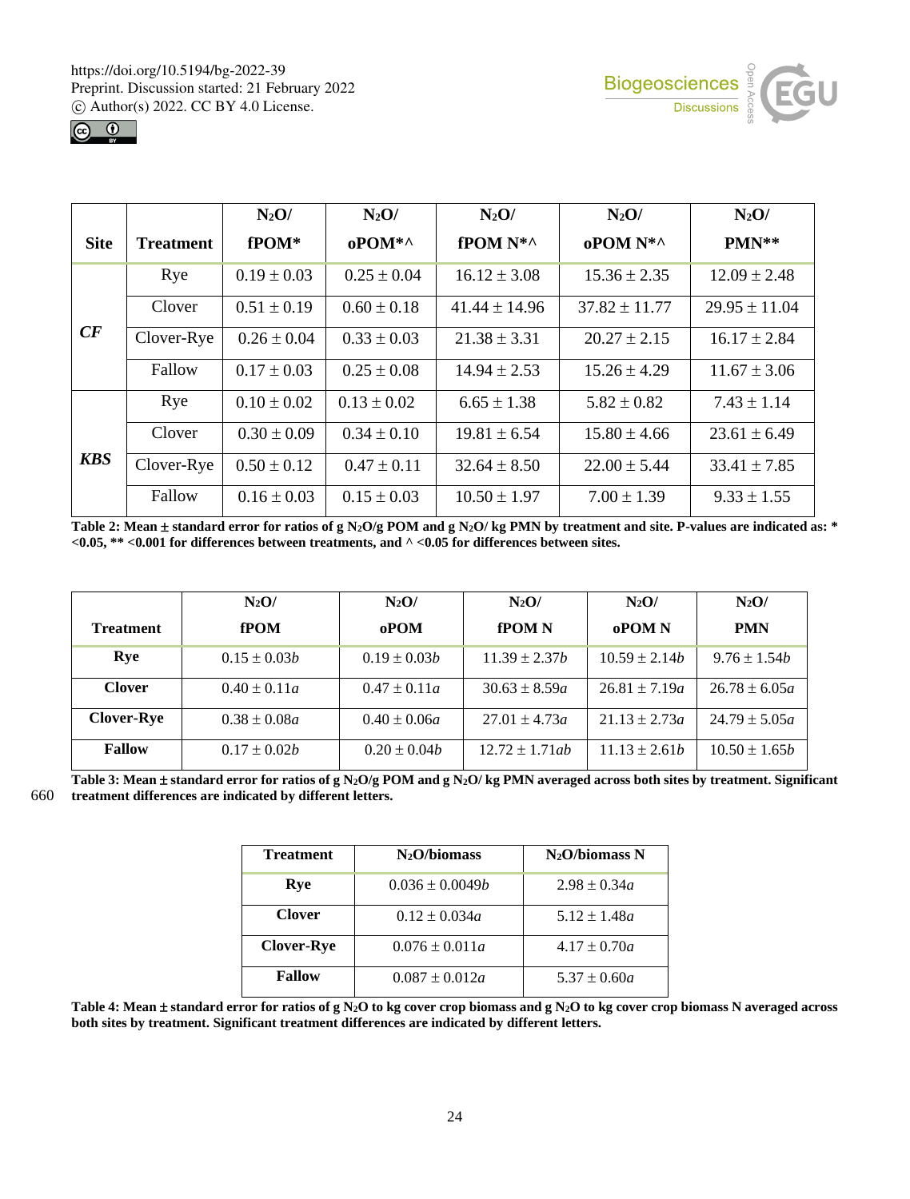| Site | Treatment | $N_2O$/ fPOM* | $N_2O$/ oPOM*^ | $N_2O$/ fPOM N*^ | $N_2O$/ oPOM N*^ | $N_2O$/ PMN** |
|---|---|---|---|---|---|---|
| ***CF*** | Rye | 0.19 ± 0.03 | 0.25 ± 0.04 | 16.12 ± 3.08 | 15.36 ± 2.35 | 12.09 ± 2.48 |
| | Clover | 0.51 ± 0.19 | 0.60 ± 0.18 | 41.44 ± 14.96 | 37.82 ± 11.77 | 29.95 ± 11.04 |
| | Clover-Rye | 0.26 ± 0.04 | 0.33 ± 0.03 | 21.38 ± 3.31 | 20.27 ± 2.15 | 16.17 ± 2.84 |
| | Fallow | 0.17 ± 0.03 | 0.25 ± 0.08 | 14.94 ± 2.53 | 15.26 ± 4.29 | 11.67 ± 3.06 |
| ***KBS*** | Rye | 0.10 ± 0.02 | 0.13 ± 0.02 | 6.65 ± 1.38 | 5.82 ± 0.82 | 7.43 ± 1.14 |
| | Clover | 0.30 ± 0.09 | 0.34 ± 0.10 | 19.81 ± 6.54 | 15.80 ± 4.66 | 23.61 ± 6.49 |
| | Clover-Rye | 0.50 ± 0.12 | 0.47 ± 0.11 | 32.64 ± 8.50 | 22.00 ± 5.44 | 33.41 ± 7.85 |
| | Fallow | 0.16 ± 0.03 | 0.15 ± 0.03 | 10.50 ± 1.97 | 7.00 ± 1.39 | 9.33 ± 1.55 |

**Table 2: Mean ± standard error for ratios of g $N_2O$/g POM and g $N_2O$/ kg PMN by treatment and site. P-values are indicated as: * <0.05, ** <0.001 for differences between treatments, and ^ <0.05 for differences between sites.**

| Treatment | $N_2O$/ fPOM | $N_2O$/ oPOM | $N_2O$/ fPOM N | $N_2O$/ oPOM N | $N_2O$/ PMN |
|---|---|---|---|---|---|
| **Rye** | 0.15 ± 0.03*b* | 0.19 ± 0.03*b* | 11.39 ± 2.37*b* | 10.59 ± 2.14*b* | 9.76 ± 1.54*b* |
| **Clover** | 0.40 ± 0.11*a* | 0.47 ± 0.11*a* | 30.63 ± 8.59*a* | 26.81 ± 7.19*a* | 26.78 ± 6.05*a* |
| **Clover-Rye** | 0.38 ± 0.08*a* | 0.40 ± 0.06*a* | 27.01 ± 4.73*a* | 21.13 ± 2.73*a* | 24.79 ± 5.05*a* |
| **Fallow** | 0.17 ± 0.02*b* | 0.20 ± 0.04*b* | 12.72 ± 1.71*ab* | 11.13 ± 2.61*b* | 10.50 ± 1.65*b* |

**Table 3: Mean ± standard error for ratios of g $N_2O$/g POM and g $N_2O$/ kg PMN averaged across both sites by treatment. Significant treatment differences are indicated by different letters.**

| Treatment | $N_2O$/biomass | $N_2O$/biomass N |
|---|---|---|
| **Rye** | 0.036 ± 0.0049*b* | 2.98 ± 0.34*a* |
| **Clover** | 0.12 ± 0.034*a* | 5.12 ± 1.48*a* |
| **Clover-Rye** | 0.076 ± 0.011*a* | 4.17 ± 0.70*a* |
| **Fallow** | 0.087 ± 0.012*a* | 5.37 ± 0.60*a* |

**Table 4: Mean ± standard error for ratios of g $N_2O$ to kg cover crop biomass and g $N_2O$ to kg cover crop biomass N averaged across both sites by treatment. Significant treatment differences are indicated by different letters.**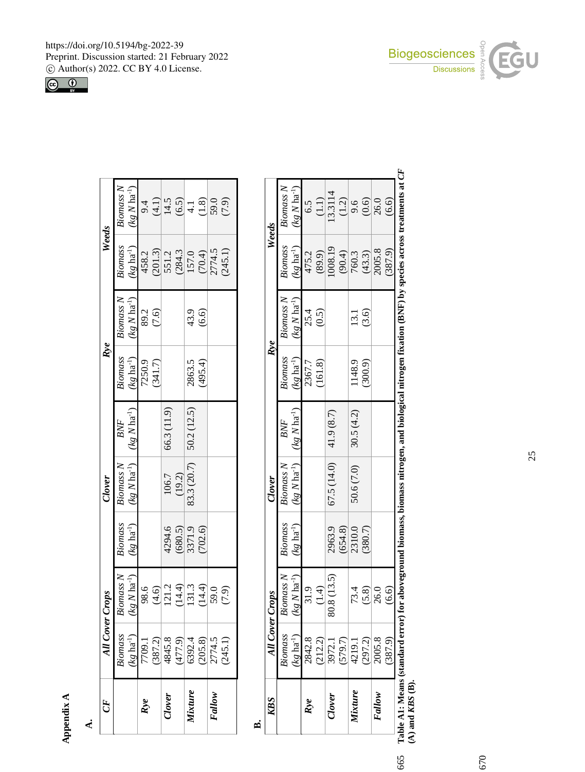# Appendix A

**A.**

| *CF* | *All Cover Crops* | | *Clover* | | | *Rye* | | *Weeds* | |
|---|---|---|---|---|---|---|---|---|---|
| | *Biomass (kg ha⁻¹)* | *Biomass N (kg N ha⁻¹)* | *Biomass (kg ha⁻¹)* | *Biomass N (kg N ha⁻¹)* | *BNF (kg N ha⁻¹)* | *Biomass (kg ha⁻¹)* | *Biomass N (kg N ha⁻¹)* | *Biomass (kg ha⁻¹)* | *Biomass N (kg N ha⁻¹)* |
| **Rye** | 7709.1 (387.2) | 98.6 (4.6) | | | | 7250.9 (341.7) | 89.2 (7.6) | 458.2 (201.3) | 9.4 (4.1) |
| **Clover** | 4845.8 (477.9) | 121.2 (14.4) | 4294.6 (680.5) | 106.7 (19.2) | 66.3 (11.9) | | | 551.2 (284.3 | 14.5 (6.5) |
| **Mixture** | 6392.4 (205.8) | 131.3 (14.4) | 3371.9 (702.6) | 83.3 (20.7) | 50.2 (12.5) | 2863.5 (495.4) | 43.9 (6.6) | 157.0 (70.4) | 4.1 (1.8) |
| **Fallow** | 2774.5 (245.1) | 59.0 (7.9) | | | | | | 2774.5 (245.1) | 59.0 (7.9) |

**B.**

| *KBS* | *All Cover Crops* | | *Clover* | | | *Rye* | | *Weeds* | |
|---|---|---|---|---|---|---|---|---|---|
| | *Biomass (kg ha⁻¹)* | *Biomass N (kg N ha⁻¹)* | *Biomass (kg ha⁻¹)* | *Biomass N (kg N ha⁻¹)* | *BNF (kg N ha⁻¹)* | *Biomass (kg ha⁻¹)* | *Biomass N (kg N ha⁻¹)* | *Biomass (kg ha⁻¹)* | *Biomass N (kg N ha⁻¹)* |
| **Rye** | 2842.8 (212.2) | 31.9 (1.4) | | | | 2367.7 (161.8) | 25.4 (0.5) | 475.2 (89.9) | 6.5 (1.1) |
| **Clover** | 3972.1 (579.7) | 80.8 (13.5) | 2963.9 (654.8) | 67.5 (14.0) | 41.9 (8.7) | | | 1008.19 (90.4) | 13.3114 (1.2) |
| **Mixture** | 4219.1 (297.2) | 73.4 (5.8) | 2310.0 (380.7) | 50.6 (7.0) | 30.5 (4.2) | 1148.9 (300.9) | 13.1 (3.6) | 760.3 (43.3) | 9.6 (0.6) |
| **Fallow** | 2005.8 (387.9) | 26.0 (6.6) | | | | | | 2005.8 (387.9) | 26.0 (6.6) |

**Table A1: Means (standard error) for aboveground biomass, biomass nitrogen, and biological nitrogen fixation (BNF) by species across treatments at *CF* (A) and *KBS* (B).**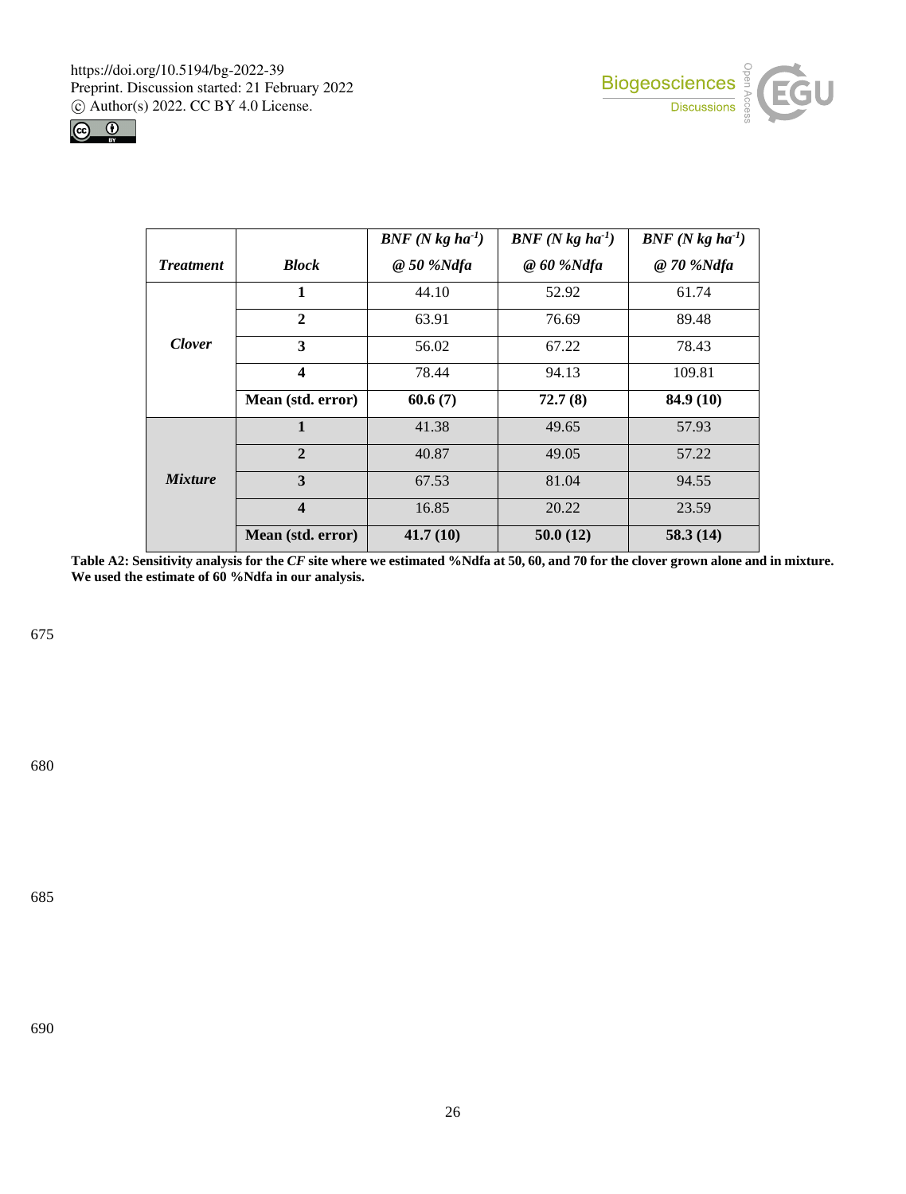| *Treatment* | *Block* | *BNF (N kg ha$^{-1}$) @ 50 %Ndfa* | *BNF (N kg ha$^{-1}$) @ 60 %Ndfa* | *BNF (N kg ha$^{-1}$) @ 70 %Ndfa* |
|---|---|---|---|---|
| ***Clover*** | **1** | 44.10 | 52.92 | 61.74 |
| | **2** | 63.91 | 76.69 | 89.48 |
| | **3** | 56.02 | 67.22 | 78.43 |
| | **4** | 78.44 | 94.13 | 109.81 |
| | **Mean (std. error)** | **60.6 (7)** | **72.7 (8)** | **84.9 (10)** |
| ***Mixture*** | **1** | 41.38 | 49.65 | 57.93 |
| | **2** | 40.87 | 49.05 | 57.22 |
| | **3** | 67.53 | 81.04 | 94.55 |
| | **4** | 16.85 | 20.22 | 23.59 |
| | **Mean (std. error)** | **41.7 (10)** | **50.0 (12)** | **58.3 (14)** |

**Table A2: Sensitivity analysis for the *CF* site where we estimated %Ndfa at 50, 60, and 70 for the clover grown alone and in mixture. We used the estimate of 60 %Ndfa in our analysis.**